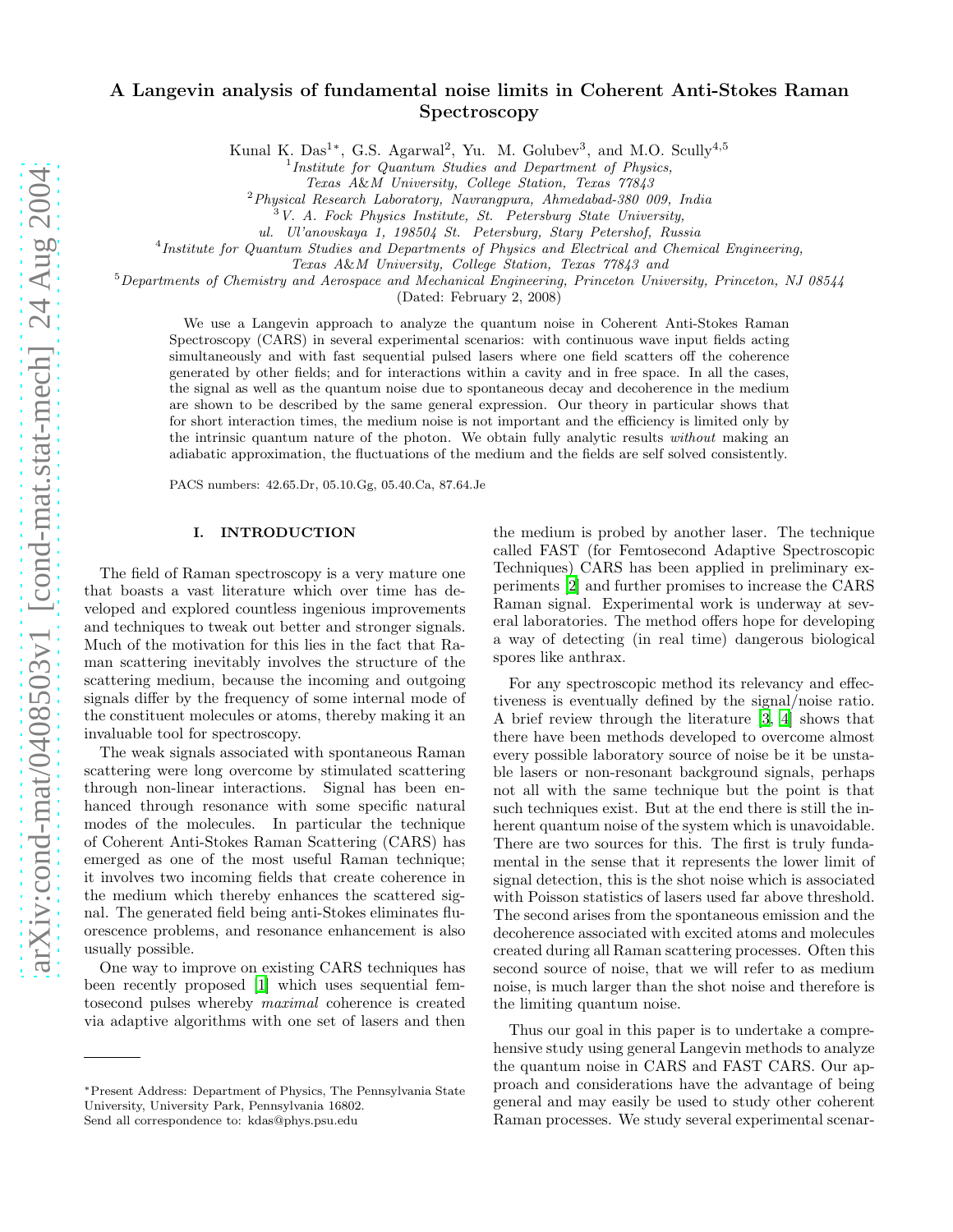# A Langevin analysis of fundamental noise limits in Coherent Anti-Stokes Raman Spectroscopy

Kunal K. Das[1*], G.S. Agarwal[2], Yu. M. Golubev[3], and M.O. Scully[4,5]

[1] *Institute for Quantum Studies and Department of Physics, Texas A&M University, College Station, Texas 77843*

[2] *Physical Research Laboratory, Navrangpura, Ahmedabad-380 009, India*

[3] *V. A. Fock Physics Institute, St. Petersburg State University, ul. Ul'anovskaya 1, 198504 St. Petersburg, Stary Petershof, Russia*

[4] *Institute for Quantum Studies and Departments of Physics and Electrical and Chemical Engineering, Texas A&M University, College Station, Texas 77843 and*

[5] *Departments of Chemistry and Aerospace and Mechanical Engineering, Princeton University, Princeton, NJ 08544*

(Dated: February 2, 2008)

We use a Langevin approach to analyze the quantum noise in Coherent Anti-Stokes Raman Spectroscopy (CARS) in several experimental scenarios: with continuous wave input fields acting simultaneously and with fast sequential pulsed lasers where one field scatters off the coherence generated by other fields; and for interactions within a cavity and in free space. In all the cases, the signal as well as the quantum noise due to spontaneous decay and decoherence in the medium are shown to be described by the same general expression. Our theory in particular shows that for short interaction times, the medium noise is not important and the efficiency is limited only by the intrinsic quantum nature of the photon. We obtain fully analytic results *without* making an adiabatic approximation, the fluctuations of the medium and the fields are self solved consistently.

PACS numbers: 42.65.Dr, 05.10.Gg, 05.40.Ca, 87.64.Je

## I. INTRODUCTION

The field of Raman spectroscopy is a very mature one that boasts a vast literature which over time has developed and explored countless ingenious improvements and techniques to tweak out better and stronger signals. Much of the motivation for this lies in the fact that Raman scattering inevitably involves the structure of the scattering medium, because the incoming and outgoing signals differ by the frequency of some internal mode of the constituent molecules or atoms, thereby making it an invaluable tool for spectroscopy.

The weak signals associated with spontaneous Raman scattering were long overcome by stimulated scattering through non-linear interactions. Signal has been enhanced through resonance with some specific natural modes of the molecules. In particular the technique of Coherent Anti-Stokes Raman Scattering (CARS) has emerged as one of the most useful Raman technique; it involves two incoming fields that create coherence in the medium which thereby enhances the scattered signal. The generated field being anti-Stokes eliminates fluorescence problems, and resonance enhancement is also usually possible.

One way to improve on existing CARS techniques has been recently proposed [1] which uses sequential femtosecond pulses whereby *maximal* coherence is created via adaptive algorithms with one set of lasers and then the medium is probed by another laser. The technique called FAST (for Femtosecond Adaptive Spectroscopic Techniques) CARS has been applied in preliminary experiments [2] and further promises to increase the CARS Raman signal. Experimental work is underway at several laboratories. The method offers hope for developing a way of detecting (in real time) dangerous biological spores like anthrax.

For any spectroscopic method its relevancy and effectiveness is eventually defined by the signal/noise ratio. A brief review through the literature [3, 4] shows that there have been methods developed to overcome almost every possible laboratory source of noise be it be unstable lasers or non-resonant background signals, perhaps not all with the same technique but the point is that such techniques exist. But at the end there is still the inherent quantum noise of the system which is unavoidable. There are two sources for this. The first is truly fundamental in the sense that it represents the lower limit of signal detection, this is the shot noise which is associated with Poisson statistics of lasers used far above threshold. The second arises from the spontaneous emission and the decoherence associated with excited atoms and molecules created during all Raman scattering processes. Often this second source of noise, that we will refer to as medium noise, is much larger than the shot noise and therefore is the limiting quantum noise.

Thus our goal in this paper is to undertake a comprehensive study using general Langevin methods to analyze the quantum noise in CARS and FAST CARS. Our approach and considerations have the advantage of being general and may easily be used to study other coherent Raman processes. We study several experimental scenar-

---

*Present Address: Department of Physics, The Pennsylvania State University, University Park, Pennsylvania 16802.
Send all correspondence to: kdas@phys.psu.edu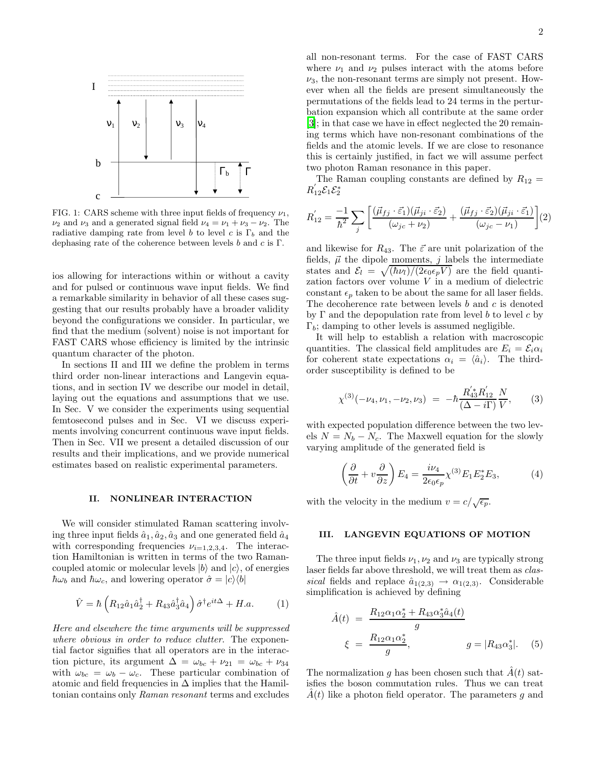FIG. 1: CARS scheme with three input fields of frequency $\nu_1$, $\nu_2$ and $\nu_3$ and a generated signal field $\nu_4 = \nu_1 + \nu_3 - \nu_2$. The radiative damping rate from level $b$ to level $c$ is $\Gamma_b$ and the dephasing rate of the coherence between levels $b$ and $c$ is $\Gamma$.

ios allowing for interactions within or without a cavity and for pulsed or continuous wave input fields. We find a remarkable similarity in behavior of all these cases suggesting that our results probably have a broader validity beyond the configurations we consider. In particular, we find that the medium (solvent) noise is not important for FAST CARS whose efficiency is limited by the intrinsic quantum character of the photon.

In sections II and III we define the problem in terms third order non-linear interactions and Langevin equations, and in section IV we describe our model in detail, laying out the equations and assumptions that we use. In Sec. V we consider the experiments using sequential femtosecond pulses and in Sec. VI we discuss experiments involving concurrent continuous wave input fields. Then in Sec. VII we present a detailed discussion of our results and their implications, and we provide numerical estimates based on realistic experimental parameters.

## II. NONLINEAR INTERACTION

We will consider stimulated Raman scattering involving three input fields $\hat{a}_1, \hat{a}_2, \hat{a}_3$ and one generated field $\hat{a}_4$ with corresponding frequencies $\nu_{i=1,2,3,4}$. The interaction Hamiltonian is written in terms of the two Raman-coupled atomic or molecular levels $|b\rangle$ and $|c\rangle$, of energies $\hbar\omega_b$ and $\hbar\omega_c$, and lowering operator $\hat{\sigma} = |c\rangle\langle b|$

$$\hat{V} = \hbar\left(R_{12}\hat{a}_1\hat{a}_2^\dagger + R_{43}\hat{a}_3^\dagger\hat{a}_4\right)\hat{\sigma}^\dagger e^{it\Delta} + H.a. \qquad (1)$$

*Here and elsewhere the time arguments will be suppressed where obvious in order to reduce clutter.* The exponential factor signifies that all operators are in the interaction picture, its argument $\Delta = \omega_{bc} + \nu_{21} = \omega_{bc} + \nu_{34}$ with $\omega_{bc} = \omega_b - \omega_c$. These particular combination of atomic and field frequencies in $\Delta$ implies that the Hamiltonian contains only *Raman resonant* terms and excludes all non-resonant terms. For the case of FAST CARS where $\nu_1$ and $\nu_2$ pulses interact with the atoms before $\nu_3$, the non-resonant terms are simply not present. However when all the fields are present simultaneously the permutations of the fields lead to 24 terms in the perturbation expansion which all contribute at the same order [3]; in that case we have in effect neglected the 20 remaining terms which have non-resonant combinations of the fields and the atomic levels. If we are close to resonance this is certainly justified, in fact we will assume perfect two photon Raman resonance in this paper.

The Raman coupling constants are defined by $R_{12} = R'_{12}\mathcal{E}_1\mathcal{E}_2^*$

$$R'_{12} = \frac{-1}{\hbar^2}\sum_j\left[\frac{(\vec{\mu}_{fj}\cdot\vec{\varepsilon}_1)(\vec{\mu}_{ji}\cdot\vec{\varepsilon}_2)}{(\omega_{jc}+\nu_2)} + \frac{(\vec{\mu}_{fj}\cdot\vec{\varepsilon}_2)(\vec{\mu}_{ji}\cdot\vec{\varepsilon}_1)}{(\omega_{jc}-\nu_1)}\right] \qquad (2)$$

and likewise for $R_{43}$. The $\vec{\varepsilon}$ are unit polarization of the fields, $\vec{\mu}$ the dipole moments, $j$ labels the intermediate states and $\mathcal{E}_l = \sqrt{(\hbar\nu_l)/(2\epsilon_0\epsilon_p V)}$ are the field quantization factors over volume $V$ in a medium of dielectric constant $\epsilon_p$ taken to be about the same for all laser fields. The decoherence rate between levels $b$ and $c$ is denoted by $\Gamma$ and the depopulation rate from level $b$ to level $c$ by $\Gamma_b$; damping to other levels is assumed negligible.

It will help to establish a relation with macroscopic quantities. The classical field amplitudes are $E_i = \mathcal{E}_i\alpha_i$ for coherent state expectations $\alpha_i = \langle\hat{a}_i\rangle$. The third-order susceptibility is defined to be

$$\chi^{(3)}(-\nu_4, \nu_1, -\nu_2, \nu_3) = -\hbar\frac{R'^*_{43}R'_{12}}{(\Delta - i\Gamma)}\frac{N}{V}, \qquad (3)$$

with expected population difference between the two levels $N = N_b - N_c$. The Maxwell equation for the slowly varying amplitude of the generated field is

$$\left(\frac{\partial}{\partial t} + v\frac{\partial}{\partial z}\right)E_4 = \frac{i\nu_4}{2\epsilon_0\epsilon_p}\chi^{(3)}E_1E_2^*E_3, \qquad (4)$$

with the velocity in the medium $v = c/\sqrt{\epsilon_p}$.

## III. LANGEVIN EQUATIONS OF MOTION

The three input fields $\nu_1, \nu_2$ and $\nu_3$ are typically strong laser fields far above threshold, we will treat them as *classical* fields and replace $\hat{a}_{1(2,3)} \to \alpha_{1(2,3)}$. Considerable simplification is achieved by defining

$$\begin{aligned}\hat{A}(t) &= \frac{R_{12}\alpha_1\alpha_2^* + R_{43}\alpha_3^*\hat{a}_4(t)}{g}\\ \xi &= \frac{R_{12}\alpha_1\alpha_2^*}{g}, \qquad\qquad g = |R_{43}\alpha_3^*|.\end{aligned} \qquad (5)$$

The normalization $g$ has been chosen such that $\hat{A}(t)$ satisfies the boson commutation rules. Thus we can treat $\hat{A}(t)$ like a photon field operator. The parameters $g$ and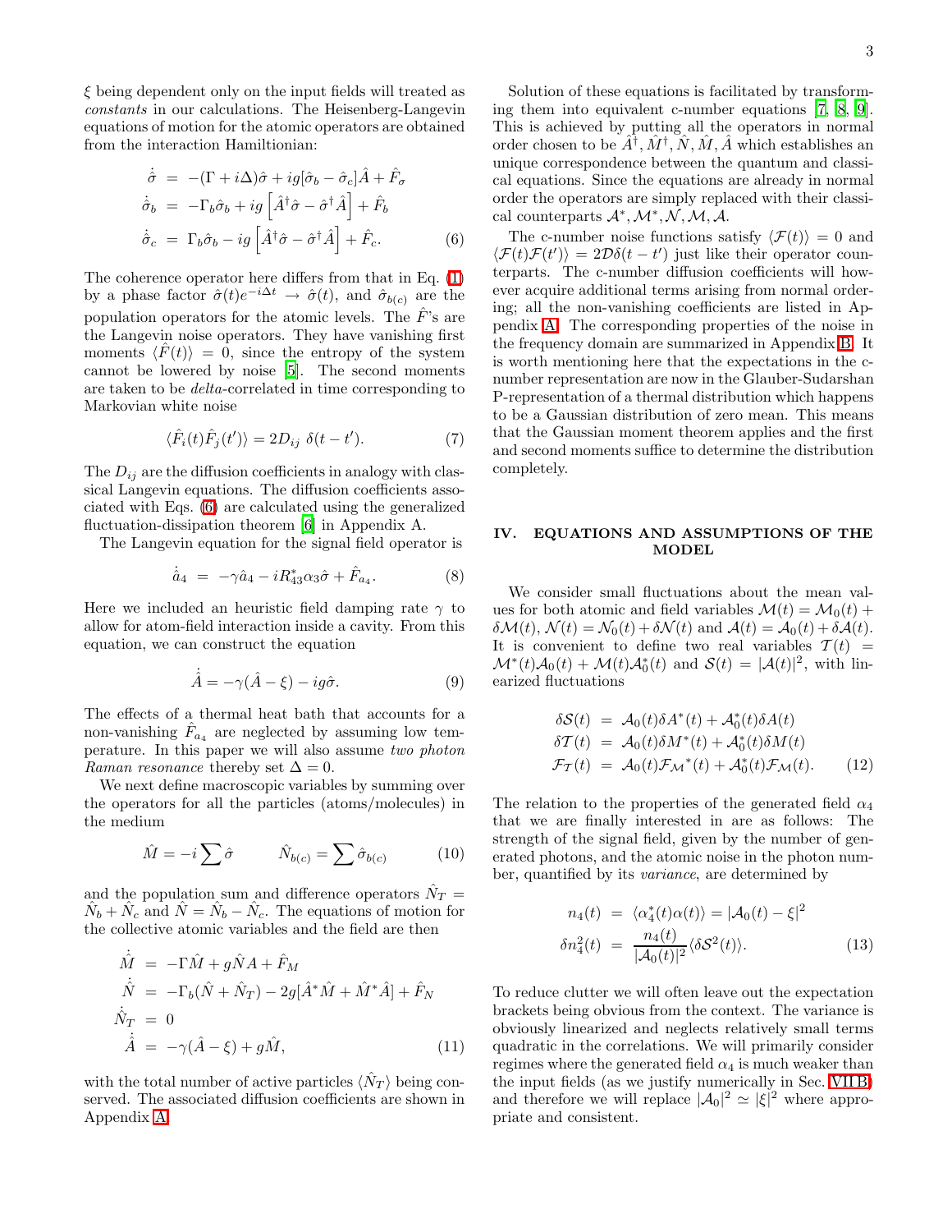$\xi$ being dependent only on the input fields will treated as *constants* in our calculations. The Heisenberg-Langevin equations of motion for the atomic operators are obtained from the interaction Hamiltonian:

$$
\begin{aligned}
\dot{\hat{\sigma}} &= -(\Gamma + i\Delta)\hat{\sigma} + ig[\hat{\sigma}_b - \hat{\sigma}_c]\hat{A} + \hat{F}_\sigma \\
\dot{\hat{\sigma}}_b &= -\Gamma_b\hat{\sigma}_b + ig\left[\hat{A}^\dagger\hat{\sigma} - \hat{\sigma}^\dagger\hat{A}\right] + \hat{F}_b \\
\dot{\hat{\sigma}}_c &= \Gamma_b\hat{\sigma}_b - ig\left[\hat{A}^\dagger\hat{\sigma} - \hat{\sigma}^\dagger\hat{A}\right] + \hat{F}_c. 
\end{aligned} \tag{6}
$$

The coherence operator here differs from that in Eq. (1) by a phase factor $\hat{\sigma}(t)e^{-i\Delta t} \to \hat{\sigma}(t)$, and $\hat{\sigma}_{b(c)}$ are the population operators for the atomic levels. The $\hat{F}$'s are the Langevin noise operators. They have vanishing first moments $\langle \hat{F}(t)\rangle = 0$, since the entropy of the system cannot be lowered by noise [5]. The second moments are taken to be *delta*-correlated in time corresponding to Markovian white noise

$$
\langle \hat{F}_i(t)\hat{F}_j(t')\rangle = 2D_{ij}\ \delta(t-t'). \tag{7}
$$

The $D_{ij}$ are the diffusion coefficients in analogy with classical Langevin equations. The diffusion coefficients associated with Eqs. (6) are calculated using the generalized fluctuation-dissipation theorem [6] in Appendix A.

The Langevin equation for the signal field operator is

$$
\dot{\hat{a}}_4 = -\gamma\hat{a}_4 - iR^*_{43}\alpha_3\hat{\sigma} + \hat{F}_{a_4}. \tag{8}
$$

Here we included an heuristic field damping rate $\gamma$ to allow for atom-field interaction inside a cavity. From this equation, we can construct the equation

$$
\dot{\hat{A}} = -\gamma(\hat{A} - \xi) - ig\hat{\sigma}. \tag{9}
$$

The effects of a thermal heat bath that accounts for a non-vanishing $\hat{F}_{a_4}$ are neglected by assuming low temperature. In this paper we will also assume *two photon Raman resonance* thereby set $\Delta = 0$.

We next define macroscopic variables by summing over the operators for all the particles (atoms/molecules) in the medium

$$
\hat{M} = -i\sum\hat{\sigma} \qquad \hat{N}_{b(c)} = \sum\hat{\sigma}_{b(c)} \tag{10}
$$

and the population sum and difference operators $\hat{N}_T = \hat{N}_b + \hat{N}_c$ and $\hat{N} = \hat{N}_b - \hat{N}_c$. The equations of motion for the collective atomic variables and the field are then

$$
\begin{aligned}
\dot{\hat{M}} &= -\Gamma\hat{M} + g\hat{N}A + \hat{F}_M \\
\dot{\hat{N}} &= -\Gamma_b(\hat{N} + \hat{N}_T) - 2g[\hat{A}^*\hat{M} + \hat{M}^*\hat{A}] + \hat{F}_N \\
\dot{\hat{N}}_T &= 0 \\
\dot{\hat{A}} &= -\gamma(\hat{A} - \xi) + g\hat{M},
\end{aligned} \tag{11}
$$

with the total number of active particles $\langle \hat{N}_T\rangle$ being conserved. The associated diffusion coefficients are shown in Appendix A.

Solution of these equations is facilitated by transforming them into equivalent c-number equations [7, 8, 9]. This is achieved by putting all the operators in normal order chosen to be $\hat{A}^\dagger, \hat{M}^\dagger, \hat{N}, \hat{M}, \hat{A}$ which establishes an unique correspondence between the quantum and classical equations. Since the equations are already in normal order the operators are simply replaced with their classical counterparts $\mathcal{A}^*, \mathcal{M}^*, \mathcal{N}, \mathcal{M}, \mathcal{A}$.

The c-number noise functions satisfy $\langle \mathcal{F}(t)\rangle = 0$ and $\langle \mathcal{F}(t)\mathcal{F}(t')\rangle = 2\mathcal{D}\delta(t-t')$ just like their operator counterparts. The c-number diffusion coefficients will however acquire additional terms arising from normal ordering; all the non-vanishing coefficients are listed in Appendix A. The corresponding properties of the noise in the frequency domain are summarized in Appendix B. It is worth mentioning here that the expectations in the c-number representation are now in the Glauber-Sudarshan P-representation of a thermal distribution which happens to be a Gaussian distribution of zero mean. This means that the Gaussian moment theorem applies and the first and second moments suffice to determine the distribution completely.

## IV. EQUATIONS AND ASSUMPTIONS OF THE MODEL

We consider small fluctuations about the mean values for both atomic and field variables $\mathcal{M}(t) = \mathcal{M}_0(t) + \delta\mathcal{M}(t)$, $\mathcal{N}(t) = \mathcal{N}_0(t) + \delta\mathcal{N}(t)$ and $\mathcal{A}(t) = \mathcal{A}_0(t) + \delta\mathcal{A}(t)$. It is convenient to define two real variables $\mathcal{T}(t) = \mathcal{M}^*(t)\mathcal{A}_0(t) + \mathcal{M}(t)\mathcal{A}_0^*(t)$ and $\mathcal{S}(t) = |\mathcal{A}(t)|^2$, with linearized fluctuations

$$
\begin{aligned}
\delta\mathcal{S}(t) &= \mathcal{A}_0(t)\delta A^*(t) + \mathcal{A}_0^*(t)\delta A(t) \\
\delta\mathcal{T}(t) &= \mathcal{A}_0(t)\delta M^*(t) + \mathcal{A}_0^*(t)\delta M(t) \\
\mathcal{F}_\mathcal{T}(t) &= \mathcal{A}_0(t)\mathcal{F}_\mathcal{M}{}^*(t) + \mathcal{A}_0^*(t)\mathcal{F}_\mathcal{M}(t).
\end{aligned} \tag{12}
$$

The relation to the properties of the generated field $\alpha_4$ that we are finally interested in are as follows: The strength of the signal field, given by the number of generated photons, and the atomic noise in the photon number, quantified by its *variance*, are determined by

$$
\begin{aligned}
n_4(t) &= \langle \alpha_4^*(t)\alpha(t)\rangle = |\mathcal{A}_0(t) - \xi|^2 \\
\delta n_4^2(t) &= \frac{n_4(t)}{|\mathcal{A}_0(t)|^2}\langle \delta\mathcal{S}^2(t)\rangle.
\end{aligned} \tag{13}
$$

To reduce clutter we will often leave out the expectation brackets being obvious from the context. The variance is obviously linearized and neglects relatively small terms quadratic in the correlations. We will primarily consider regimes where the generated field $\alpha_4$ is much weaker than the input fields (as we justify numerically in Sec. VII B) and therefore we will replace $|\mathcal{A}_0|^2 \simeq |\xi|^2$ where appropriate and consistent.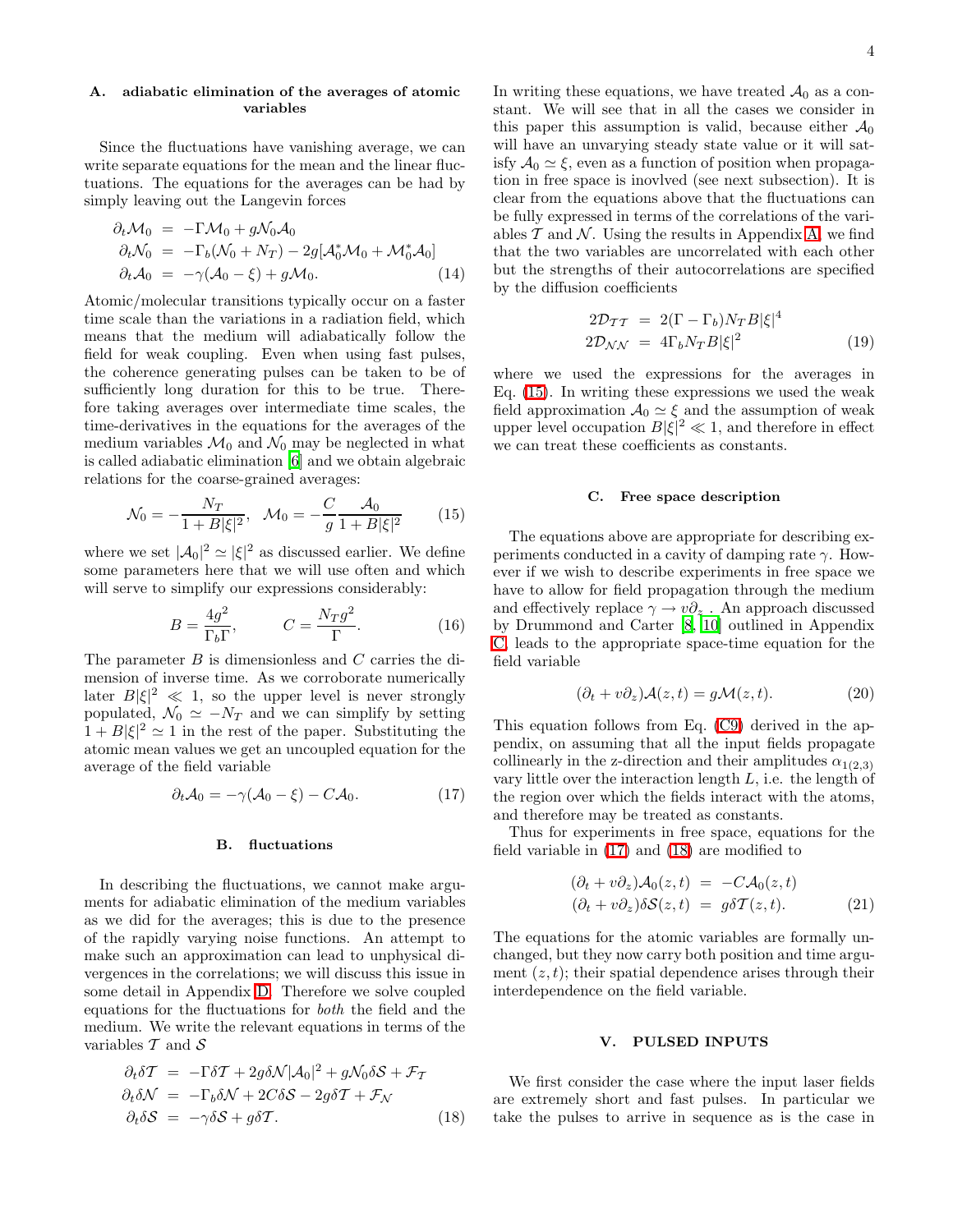### A. adiabatic elimination of the averages of atomic variables

Since the fluctuations have vanishing average, we can write separate equations for the mean and the linear fluctuations. The equations for the averages can be had by simply leaving out the Langevin forces

$$
\begin{aligned}
\partial_t \mathcal{M}_0 &= -\Gamma \mathcal{M}_0 + g \mathcal{N}_0 \mathcal{A}_0 \\
\partial_t \mathcal{N}_0 &= -\Gamma_b (\mathcal{N}_0 + N_T) - 2g[\mathcal{A}_0^* \mathcal{M}_0 + \mathcal{M}_0^* \mathcal{A}_0] \\
\partial_t \mathcal{A}_0 &= -\gamma(\mathcal{A}_0 - \xi) + g\mathcal{M}_0. \qquad (14)
\end{aligned}
$$

Atomic/molecular transitions typically occur on a faster time scale than the variations in a radiation field, which means that the medium will adiabatically follow the field for weak coupling. Even when using fast pulses, the coherence generating pulses can be taken to be of sufficiently long duration for this to be true. Therefore taking averages over intermediate time scales, the time-derivatives in the equations for the averages of the medium variables $\mathcal{M}_0$ and $\mathcal{N}_0$ may be neglected in what is called adiabatic elimination [6] and we obtain algebraic relations for the coarse-grained averages:

$$
\mathcal{N}_0 = -\frac{N_T}{1 + B|\xi|^2}, \quad \mathcal{M}_0 = -\frac{C}{g}\frac{\mathcal{A}_0}{1 + B|\xi|^2} \qquad (15)
$$

where we set $|\mathcal{A}_0|^2 \simeq |\xi|^2$ as discussed earlier. We define some parameters here that we will use often and which will serve to simplify our expressions considerably:

$$
B = \frac{4g^2}{\Gamma_b \Gamma}, \qquad C = \frac{N_T g^2}{\Gamma}. \qquad (16)
$$

The parameter $B$ is dimensionless and $C$ carries the dimension of inverse time. As we corroborate numerically later $B|\xi|^2 \ll 1$, so the upper level is never strongly populated, $\mathcal{N}_0 \simeq -N_T$ and we can simplify by setting $1 + B|\xi|^2 \simeq 1$ in the rest of the paper. Substituting the atomic mean values we get an uncoupled equation for the average of the field variable

$$
\partial_t \mathcal{A}_0 = -\gamma(\mathcal{A}_0 - \xi) - C\mathcal{A}_0. \qquad (17)
$$

### B. fluctuations

In describing the fluctuations, we cannot make arguments for adiabatic elimination of the medium variables as we did for the averages; this is due to the presence of the rapidly varying noise functions. An attempt to make such an approximation can lead to unphysical divergences in the correlations; we will discuss this issue in some detail in Appendix D. Therefore we solve coupled equations for the fluctuations for *both* the field and the medium. We write the relevant equations in terms of the variables $\mathcal{T}$ and $\mathcal{S}$

$$
\begin{aligned}
\partial_t \delta\mathcal{T} &= -\Gamma\delta\mathcal{T} + 2g\delta\mathcal{N}|\mathcal{A}_0|^2 + g\mathcal{N}_0\delta\mathcal{S} + \mathcal{F}_\mathcal{T} \\
\partial_t \delta\mathcal{N} &= -\Gamma_b\delta\mathcal{N} + 2C\delta\mathcal{S} - 2g\delta\mathcal{T} + \mathcal{F}_\mathcal{N} \\
\partial_t \delta\mathcal{S} &= -\gamma\delta\mathcal{S} + g\delta\mathcal{T}. \qquad (18)
\end{aligned}
$$

In writing these equations, we have treated $\mathcal{A}_0$ as a constant. We will see that in all the cases we consider in this paper this assumption is valid, because either $\mathcal{A}_0$ will have an unvarying steady state value or it will satisfy $\mathcal{A}_0 \simeq \xi$, even as a function of position when propagation in free space is inovlved (see next subsection). It is clear from the equations above that the fluctuations can be fully expressed in terms of the correlations of the variables $\mathcal{T}$ and $\mathcal{N}$. Using the results in Appendix A, we find that the two variables are uncorrelated with each other but the strengths of their autocorrelations are specified by the diffusion coefficients

$$
\begin{aligned}
2\mathcal{D}_{\mathcal{T}\mathcal{T}} &= 2(\Gamma - \Gamma_b)N_T B|\xi|^4 \\
2\mathcal{D}_{\mathcal{N}\mathcal{N}} &= 4\Gamma_b N_T B|\xi|^2 \qquad (19)
\end{aligned}
$$

where we used the expressions for the averages in Eq. (15). In writing these expressions we used the weak field approximation $\mathcal{A}_0 \simeq \xi$ and the assumption of weak upper level occupation $B|\xi|^2 \ll 1$, and therefore in effect we can treat these coefficients as constants.

### C. Free space description

The equations above are appropriate for describing experiments conducted in a cavity of damping rate $\gamma$. However if we wish to describe experiments in free space we have to allow for field propagation through the medium and effectively replace $\gamma \to v\partial_z$ . An approach discussed by Drummond and Carter [8, 10] outlined in Appendix C leads to the appropriate space-time equation for the field variable

$$
(\partial_t + v\partial_z)\mathcal{A}(z,t) = g\mathcal{M}(z,t). \qquad (20)
$$

This equation follows from Eq. (C9) derived in the appendix, on assuming that all the input fields propagate collinearly in the z-direction and their amplitudes $\alpha_{1(2,3)}$ vary little over the interaction length $L$, i.e. the length of the region over which the fields interact with the atoms, and therefore may be treated as constants.

Thus for experiments in free space, equations for the field variable in (17) and (18) are modified to

$$
\begin{aligned}
(\partial_t + v\partial_z)\mathcal{A}_0(z,t) &= -C\mathcal{A}_0(z,t) \\
(\partial_t + v\partial_z)\delta\mathcal{S}(z,t) &= g\delta\mathcal{T}(z,t). \qquad (21)
\end{aligned}
$$

The equations for the atomic variables are formally unchanged, but they now carry both position and time argument $(z,t)$; their spatial dependence arises through their interdependence on the field variable.

## V. PULSED INPUTS

We first consider the case where the input laser fields are extremely short and fast pulses. In particular we take the pulses to arrive in sequence as is the case in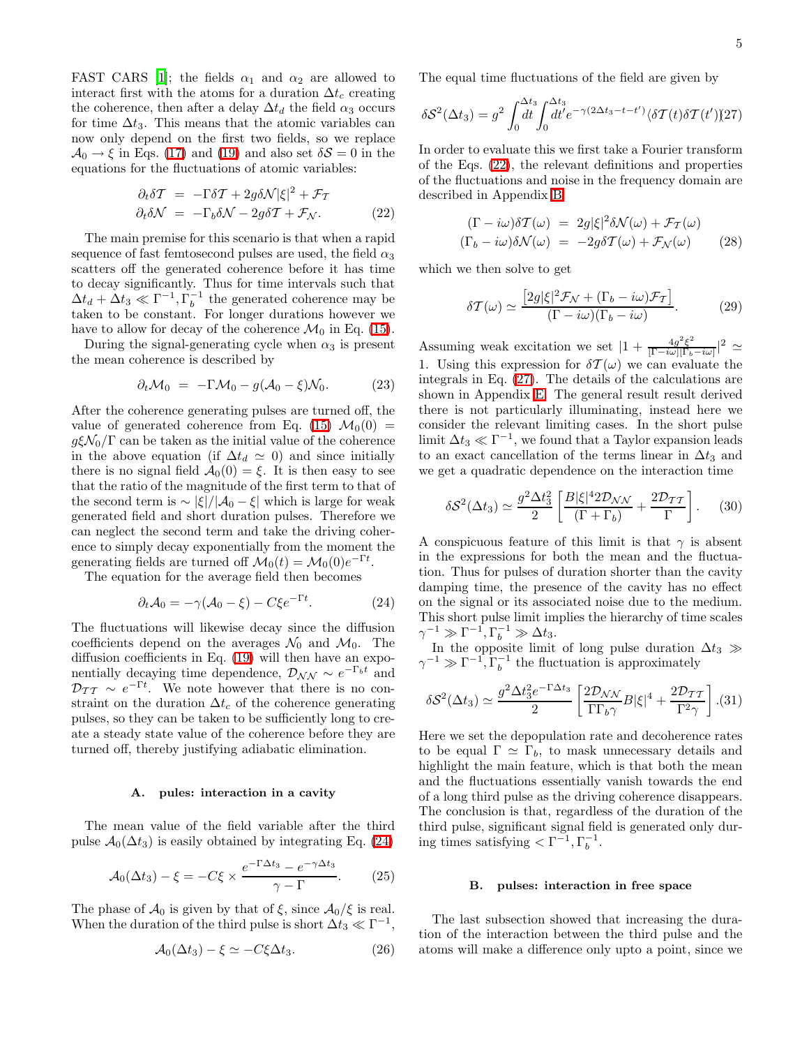FAST CARS [1]; the fields $\alpha_1$ and $\alpha_2$ are allowed to interact first with the atoms for a duration $\Delta t_c$ creating the coherence, then after a delay $\Delta t_d$ the field $\alpha_3$ occurs for time $\Delta t_3$. This means that the atomic variables can now only depend on the first two fields, so we replace $\mathcal{A}_0 \to \xi$ in Eqs. (17) and (19) and also set $\delta\mathcal{S} = 0$ in the equations for the fluctuations of atomic variables:

$$
\begin{aligned}
\partial_t \delta\mathcal{T} &= -\Gamma\delta\mathcal{T} + 2g\delta\mathcal{N}|\xi|^2 + \mathcal{F}_{\mathcal{T}} \\
\partial_t \delta\mathcal{N} &= -\Gamma_b\delta\mathcal{N} - 2g\delta\mathcal{T} + \mathcal{F}_{\mathcal{N}}.
\end{aligned} \tag{22}
$$

The main premise for this scenario is that when a rapid sequence of fast femtosecond pulses are used, the field $\alpha_3$ scatters off the generated coherence before it has time to decay significantly. Thus for time intervals such that $\Delta t_d + \Delta t_3 \ll \Gamma^{-1}, \Gamma_b^{-1}$ the generated coherence may be taken to be constant. For longer durations however we have to allow for decay of the coherence $\mathcal{M}_0$ in Eq. (15).

During the signal-generating cycle when $\alpha_3$ is present the mean coherence is described by

$$
\partial_t \mathcal{M}_0 = -\Gamma\mathcal{M}_0 - g(\mathcal{A}_0 - \xi)\mathcal{N}_0. \tag{23}
$$

After the coherence generating pulses are turned off, the value of generated coherence from Eq. (15) $\mathcal{M}_0(0) = g\xi\mathcal{N}_0/\Gamma$ can be taken as the initial value of the coherence in the above equation (if $\Delta t_d \simeq 0$) and since initially there is no signal field $\mathcal{A}_0(0) = \xi$. It is then easy to see that the ratio of the magnitude of the first term to that of the second term is $\sim |\xi|/|\mathcal{A}_0 - \xi|$ which is large for weak generated field and short duration pulses. Therefore we can neglect the second term and take the driving coherence to simply decay exponentially from the moment the generating fields are turned off $\mathcal{M}_0(t) = \mathcal{M}_0(0)e^{-\Gamma t}$.

The equation for the average field then becomes

$$
\partial_t \mathcal{A}_0 = -\gamma(\mathcal{A}_0 - \xi) - C\xi e^{-\Gamma t}. \tag{24}
$$

The fluctuations will likewise decay since the diffusion coefficients depend on the averages $\mathcal{N}_0$ and $\mathcal{M}_0$. The diffusion coefficients in Eq. (19) will then have an exponentially decaying time dependence, $\mathcal{D}_{\mathcal{NN}} \sim e^{-\Gamma_b t}$ and $\mathcal{D}_{\mathcal{TT}} \sim e^{-\Gamma t}$. We note however that there is no constraint on the duration $\Delta t_c$ of the coherence generating pulses, so they can be taken to be sufficiently long to create a steady state value of the coherence before they are turned off, thereby justifying adiabatic elimination.

### A. pules: interaction in a cavity

The mean value of the field variable after the third pulse $\mathcal{A}_0(\Delta t_3)$ is easily obtained by integrating Eq. (24)

$$
\mathcal{A}_0(\Delta t_3) - \xi = -C\xi \times \frac{e^{-\Gamma\Delta t_3} - e^{-\gamma\Delta t_3}}{\gamma - \Gamma}. \tag{25}
$$

The phase of $\mathcal{A}_0$ is given by that of $\xi$, since $\mathcal{A}_0/\xi$ is real. When the duration of the third pulse is short $\Delta t_3 \ll \Gamma^{-1}$,

$$
\mathcal{A}_0(\Delta t_3) - \xi \simeq -C\xi\Delta t_3. \tag{26}
$$

The equal time fluctuations of the field are given by

$$
\delta\mathcal{S}^2(\Delta t_3) = g^2 \int_0^{\Delta t_3} dt \int_0^{\Delta t_3} dt' e^{-\gamma(2\Delta t_3 - t - t')} \langle \delta\mathcal{T}(t)\delta\mathcal{T}(t')\rangle \tag{27}
$$

In order to evaluate this we first take a Fourier transform of the Eqs. (22), the relevant definitions and properties of the fluctuations and noise in the frequency domain are described in Appendix B

$$
\begin{aligned}
(\Gamma - i\omega)\delta\mathcal{T}(\omega) &= 2g|\xi|^2\delta\mathcal{N}(\omega) + \mathcal{F}_{\mathcal{T}}(\omega) \\
(\Gamma_b - i\omega)\delta\mathcal{N}(\omega) &= -2g\delta\mathcal{T}(\omega) + \mathcal{F}_{\mathcal{N}}(\omega)
\end{aligned} \tag{28}
$$

which we then solve to get

$$
\delta\mathcal{T}(\omega) \simeq \frac{\left[2g|\xi|^2\mathcal{F}_{\mathcal{N}} + (\Gamma_b - i\omega)\mathcal{F}_{\mathcal{T}}\right]}{(\Gamma - i\omega)(\Gamma_b - i\omega)}. \tag{29}
$$

Assuming weak excitation we set $|1 + \frac{4g^2\xi^2}{[\Gamma - i\omega][\Gamma_b - i\omega]}|^2 \simeq 1$. Using this expression for $\delta\mathcal{T}(\omega)$ we can evaluate the integrals in Eq. (27). The details of the calculations are shown in Appendix E. The general result result derived there is not particularly illuminating, instead here we consider the relevant limiting cases. In the short pulse limit $\Delta t_3 \ll \Gamma^{-1}$, we found that a Taylor expansion leads to an exact cancellation of the terms linear in $\Delta t_3$ and we get a quadratic dependence on the interaction time

$$
\delta\mathcal{S}^2(\Delta t_3) \simeq \frac{g^2\Delta t_3^2}{2}\left[\frac{B|\xi|^4 2\mathcal{D}_{\mathcal{NN}}}{(\Gamma + \Gamma_b)} + \frac{2\mathcal{D}_{\mathcal{TT}}}{\Gamma}\right]. \tag{30}
$$

A conspicuous feature of this limit is that $\gamma$ is absent in the expressions for both the mean and the fluctuation. Thus for pulses of duration shorter than the cavity damping time, the presence of the cavity has no effect on the signal or its associated noise due to the medium. This short pulse limit implies the hierarchy of time scales $\gamma^{-1} \gg \Gamma^{-1}, \Gamma_b^{-1} \gg \Delta t_3$.

In the opposite limit of long pulse duration $\Delta t_3 \gg \gamma^{-1} \gg \Gamma^{-1}, \Gamma_b^{-1}$ the fluctuation is approximately

$$
\delta\mathcal{S}^2(\Delta t_3) \simeq \frac{g^2\Delta t_3^2 e^{-\Gamma\Delta t_3}}{2}\left[\frac{2\mathcal{D}_{\mathcal{NN}}}{\Gamma\Gamma_b\gamma}B|\xi|^4 + \frac{2\mathcal{D}_{\mathcal{TT}}}{\Gamma^2\gamma}\right]. \tag{31}
$$

Here we set the depopulation rate and decoherence rates to be equal $\Gamma \simeq \Gamma_b$, to mask unnecessary details and highlight the main feature, which is that both the mean and the fluctuations essentially vanish towards the end of a long third pulse as the driving coherence disappears. The conclusion is that, regardless of the duration of the third pulse, significant signal field is generated only during times satisfying $< \Gamma^{-1}, \Gamma_b^{-1}$.

### B. pulses: interaction in free space

The last subsection showed that increasing the duration of the interaction between the third pulse and the atoms will make a difference only upto a point, since we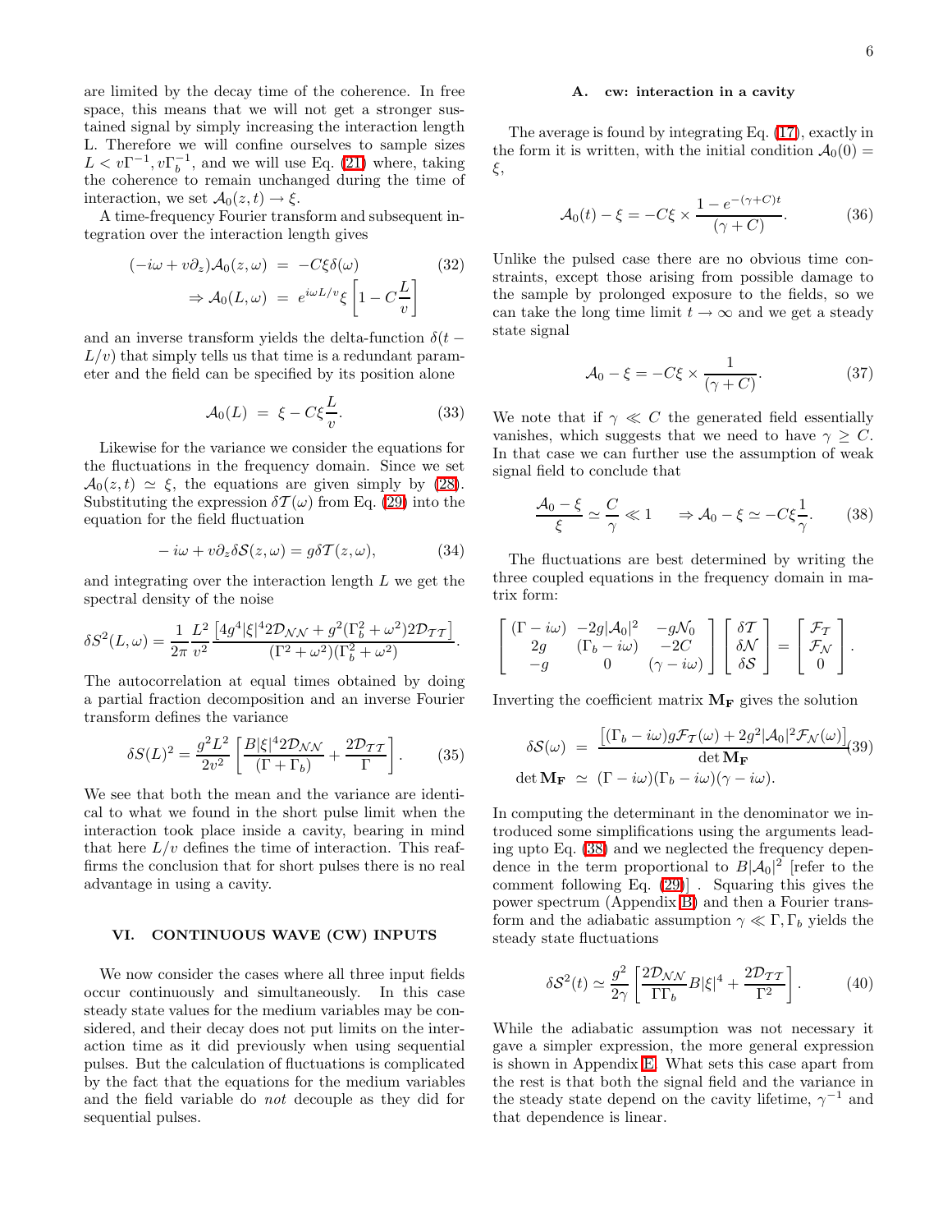are limited by the decay time of the coherence. In free space, this means that we will not get a stronger sustained signal by simply increasing the interaction length L. Therefore we will confine ourselves to sample sizes $L < v\Gamma^{-1}, v\Gamma_b^{-1}$, and we will use Eq. (21) where, taking the coherence to remain unchanged during the time of interaction, we set $\mathcal{A}_0(z,t) \to \xi$.

A time-frequency Fourier transform and subsequent integration over the interaction length gives

$$
\begin{aligned}
(-i\omega + v\partial_z)\mathcal{A}_0(z,\omega) &= -C\xi\delta(\omega) \\
\Rightarrow \mathcal{A}_0(L,\omega) &= e^{i\omega L/v}\xi\left[1 - C\frac{L}{v}\right]
\end{aligned}
\tag{32}
$$

and an inverse transform yields the delta-function $\delta(t - L/v)$ that simply tells us that time is a redundant parameter and the field can be specified by its position alone

$$
\mathcal{A}_0(L) = \xi - C\xi\frac{L}{v}. \tag{33}
$$

Likewise for the variance we consider the equations for the fluctuations in the frequency domain. Since we set $\mathcal{A}_0(z,t) \simeq \xi$, the equations are given simply by (28). Substituting the expression $\delta\mathcal{T}(\omega)$ from Eq. (29) into the equation for the field fluctuation

$$
-i\omega + v\partial_z\delta\mathcal{S}(z,\omega) = g\delta\mathcal{T}(z,\omega), \tag{34}
$$

and integrating over the interaction length $L$ we get the spectral density of the noise

$$
\delta S^2(L,\omega) = \frac{1}{2\pi}\frac{L^2}{v^2}\frac{\left[4g^4|\xi|^4 2\mathcal{D}_{\mathcal{NN}} + g^2(\Gamma_b^2+\omega^2)2\mathcal{D}_{\mathcal{TT}}\right]}{(\Gamma^2+\omega^2)(\Gamma_b^2+\omega^2)}.
$$

The autocorrelation at equal times obtained by doing a partial fraction decomposition and an inverse Fourier transform defines the variance

$$
\delta S(L)^2 = \frac{g^2L^2}{2v^2}\left[\frac{B|\xi|^4 2\mathcal{D}_{\mathcal{NN}}}{(\Gamma+\Gamma_b)} + \frac{2\mathcal{D}_{\mathcal{TT}}}{\Gamma}\right]. \tag{35}
$$

We see that both the mean and the variance are identical to what we found in the short pulse limit when the interaction took place inside a cavity, bearing in mind that here $L/v$ defines the time of interaction. This reaffirms the conclusion that for short pulses there is no real advantage in using a cavity.

## VI. CONTINUOUS WAVE (CW) INPUTS

We now consider the cases where all three input fields occur continuously and simultaneously. In this case steady state values for the medium variables may be considered, and their decay does not put limits on the interaction time as it did previously when using sequential pulses. But the calculation of fluctuations is complicated by the fact that the equations for the medium variables and the field variable do *not* decouple as they did for sequential pulses.

### A. cw: interaction in a cavity

The average is found by integrating Eq. (17), exactly in the form it is written, with the initial condition $\mathcal{A}_0(0) = \xi$,

$$
\mathcal{A}_0(t) - \xi = -C\xi \times \frac{1 - e^{-(\gamma+C)t}}{(\gamma+C)}. \tag{36}
$$

Unlike the pulsed case there are no obvious time constraints, except those arising from possible damage to the sample by prolonged exposure to the fields, so we can take the long time limit $t \to \infty$ and we get a steady state signal

$$
\mathcal{A}_0 - \xi = -C\xi \times \frac{1}{(\gamma+C)}. \tag{37}
$$

We note that if $\gamma \ll C$ the generated field essentially vanishes, which suggests that we need to have $\gamma \geq C$. In that case we can further use the assumption of weak signal field to conclude that

$$
\frac{\mathcal{A}_0 - \xi}{\xi} \simeq \frac{C}{\gamma} \ll 1 \quad \Rightarrow \mathcal{A}_0 - \xi \simeq -C\xi\frac{1}{\gamma}. \tag{38}
$$

The fluctuations are best determined by writing the three coupled equations in the frequency domain in matrix form:

$$
\begin{bmatrix}
(\Gamma - i\omega) & -2g|\mathcal{A}_0|^2 & -g\mathcal{N}_0 \\
2g & (\Gamma_b - i\omega) & -2C \\
-g & 0 & (\gamma - i\omega)
\end{bmatrix}
\begin{bmatrix}
\delta\mathcal{T} \\ \delta\mathcal{N} \\ \delta\mathcal{S}
\end{bmatrix}
=
\begin{bmatrix}
\mathcal{F}_{\mathcal{T}} \\ \mathcal{F}_{\mathcal{N}} \\ 0
\end{bmatrix}.
$$

Inverting the coefficient matrix $\mathbf{M_F}$ gives the solution

$$
\begin{aligned}
\delta\mathcal{S}(\omega) &= \frac{\left[(\Gamma_b - i\omega)g\mathcal{F}_{\mathcal{T}}(\omega) + 2g^2|\mathcal{A}_0|^2\mathcal{F}_{\mathcal{N}}(\omega)\right]}{\det\mathbf{M_F}} \\
\det\mathbf{M_F} &\simeq (\Gamma - i\omega)(\Gamma_b - i\omega)(\gamma - i\omega).
\end{aligned}
\tag{39}
$$

In computing the determinant in the denominator we introduced some simplifications using the arguments leading upto Eq. (38) and we neglected the frequency dependence in the term proportional to $B|\mathcal{A}_0|^2$ [refer to the comment following Eq. (29)] . Squaring this gives the power spectrum (Appendix B) and then a Fourier transform and the adiabatic assumption $\gamma \ll \Gamma, \Gamma_b$ yields the steady state fluctuations

$$
\delta\mathcal{S}^2(t) \simeq \frac{g^2}{2\gamma}\left[\frac{2\mathcal{D}_{\mathcal{NN}}}{\Gamma\Gamma_b}B|\xi|^4 + \frac{2\mathcal{D}_{\mathcal{TT}}}{\Gamma^2}\right]. \tag{40}
$$

While the adiabatic assumption was not necessary it gave a simpler expression, the more general expression is shown in Appendix E. What sets this case apart from the rest is that both the signal field and the variance in the steady state depend on the cavity lifetime, $\gamma^{-1}$ and that dependence is linear.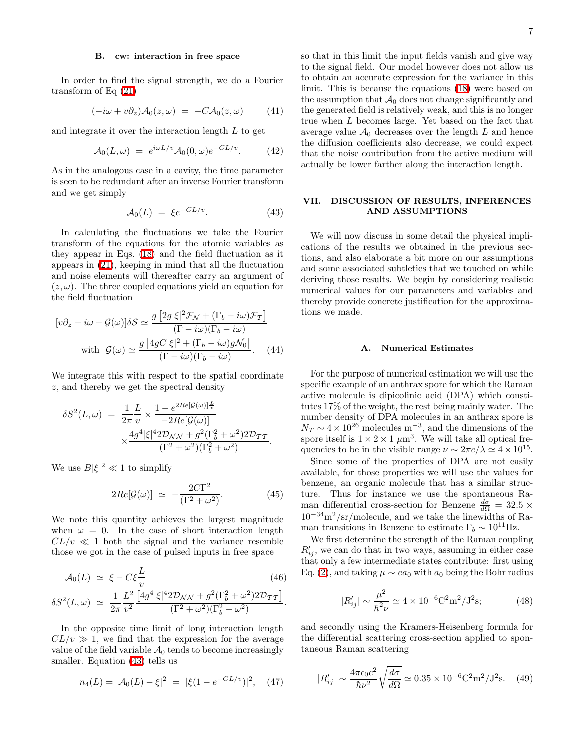### B. cw: interaction in free space

In order to find the signal strength, we do a Fourier transform of Eq (21)

$$(-i\omega + v\partial_z)\mathcal{A}_0(z,\omega) \;=\; -C\mathcal{A}_0(z,\omega) \qquad (41)$$

and integrate it over the interaction length $L$ to get

$$\mathcal{A}_0(L,\omega) \;=\; e^{i\omega L/v}\mathcal{A}_0(0,\omega)e^{-CL/v}. \qquad (42)$$

As in the analogous case in a cavity, the time parameter is seen to be redundant after an inverse Fourier transform and we get simply

$$\mathcal{A}_0(L) \;=\; \xi e^{-CL/v}. \qquad (43)$$

In calculating the fluctuations we take the Fourier transform of the equations for the atomic variables as they appear in Eqs. (18) and the field fluctuation as it appears in (21), keeping in mind that all the fluctuation and noise elements will thereafter carry an argument of $(z,\omega)$. The three coupled equations yield an equation for the field fluctuation

$$[v\partial_z - i\omega - \mathcal{G}(\omega)]\delta\mathcal{S} \simeq \frac{g\left[2g|\xi|^2\mathcal{F}_{\mathcal{N}} + (\Gamma_b - i\omega)\mathcal{F}_{\mathcal{T}}\right]}{(\Gamma - i\omega)(\Gamma_b - i\omega)}$$

$$\text{with } \mathcal{G}(\omega) \simeq \frac{g\left[4gC|\xi|^2 + (\Gamma_b - i\omega)g\mathcal{N}_0\right]}{(\Gamma - i\omega)(\Gamma_b - i\omega)}. \qquad (44)$$

We integrate this with respect to the spatial coordinate $z$, and thereby we get the spectral density

$$\delta S^2(L,\omega) \;=\; \frac{1}{2\pi}\frac{L}{v} \times \frac{1 - e^{2Re[\mathcal{G}(\omega)]\frac{L}{v}}}{-2Re[\mathcal{G}(\omega)]} \times \frac{4g^4|\xi|^4 2\mathcal{D}_{\mathcal{N}\mathcal{N}} + g^2(\Gamma_b^2 + \omega^2)2\mathcal{D}_{\mathcal{T}\mathcal{T}}}{(\Gamma^2 + \omega^2)(\Gamma_b^2 + \omega^2)}.$$

We use $B|\xi|^2 \ll 1$ to simplify

$$2Re[\mathcal{G}(\omega)] \;\simeq\; -\frac{2C\Gamma^2}{(\Gamma^2 + \omega^2)}. \qquad (45)$$

We note this quantity achieves the largest magnitude when $\omega = 0$. In the case of short interaction length $CL/v \ll 1$ both the signal and the variance resemble those we got in the case of pulsed inputs in free space

$$\mathcal{A}_0(L) \;\simeq\; \xi - C\xi\frac{L}{v} \qquad (46)$$

$$\delta S^2(L,\omega) \;\simeq\; \frac{1}{2\pi}\frac{L^2}{v^2}\frac{\left[4g^4|\xi|^4 2\mathcal{D}_{\mathcal{N}\mathcal{N}} + g^2(\Gamma_b^2 + \omega^2)2\mathcal{D}_{\mathcal{T}\mathcal{T}}\right]}{(\Gamma^2 + \omega^2)(\Gamma_b^2 + \omega^2)}.$$

In the opposite time limit of long interaction length $CL/v \gg 1$, we find that the expression for the average value of the field variable $\mathcal{A}_0$ tends to become increasingly smaller. Equation (43) tells us

$$n_4(L) = |\mathcal{A}_0(L) - \xi|^2 \;=\; |\xi(1 - e^{-CL/v})|^2, \qquad (47)$$

so that in this limit the input fields vanish and give way to the signal field. Our model however does not allow us to obtain an accurate expression for the variance in this limit. This is because the equations (18) were based on the assumption that $\mathcal{A}_0$ does not change significantly and the generated field is relatively weak, and this is no longer true when $L$ becomes large. Yet based on the fact that average value $\mathcal{A}_0$ decreases over the length $L$ and hence the diffusion coefficients also decrease, we could expect that the noise contribution from the active medium will actually be lower farther along the interaction length.

## VII. DISCUSSION OF RESULTS, INFERENCES AND ASSUMPTIONS

We will now discuss in some detail the physical implications of the results we obtained in the previous sections, and also elaborate a bit more on our assumptions and some associated subtleties that we touched on while deriving those results. We begin by considering realistic numerical values for our parameters and variables and thereby provide concrete justification for the approximations we made.

### A. Numerical Estimates

For the purpose of numerical estimation we will use the specific example of an anthrax spore for which the Raman active molecule is dipicolinic acid (DPA) which constitutes 17% of the weight, the rest being mainly water. The number density of DPA molecules in an anthrax spore is $N_T \sim 4 \times 10^{26}$ molecules $\text{m}^{-3}$, and the dimensions of the spore itself is $1 \times 2 \times 1\ \mu\text{m}^3$. We will take all optical frequencies to be in the visible range $\nu \sim 2\pi c/\lambda \simeq 4 \times 10^{15}$.

Since some of the properties of DPA are not easily available, for those properties we will use the values for benzene, an organic molecule that has a similar structure. Thus for instance we use the spontaneous Raman differential cross-section for Benzene $\frac{d\sigma}{d\Omega} = 32.5 \times 10^{-34}\text{m}^2/\text{sr/molecule}$, and we take the linewidths of Raman transitions in Benzene to estimate $\Gamma_b \sim 10^{11}$Hz.

We first determine the strength of the Raman coupling $R'_{ij}$, we can do that in two ways, assuming in either case that only a few intermediate states contribute: first using Eq. (2), and taking $\mu \sim ea_0$ with $a_0$ being the Bohr radius

$$|R'_{ij}| \sim \frac{\mu^2}{\hbar^2\nu} \simeq 4 \times 10^{-6}\text{C}^2\text{m}^2/\text{J}^2\text{s}; \qquad (48)$$

and secondly using the Kramers-Heisenberg formula for the differential scattering cross-section applied to spontaneous Raman scattering

$$|R'_{ij}| \sim \frac{4\pi\epsilon_0 c^2}{\hbar\nu^2}\sqrt{\frac{d\sigma}{d\Omega}} \simeq 0.35 \times 10^{-6}\text{C}^2\text{m}^2/\text{J}^2\text{s}. \qquad (49)$$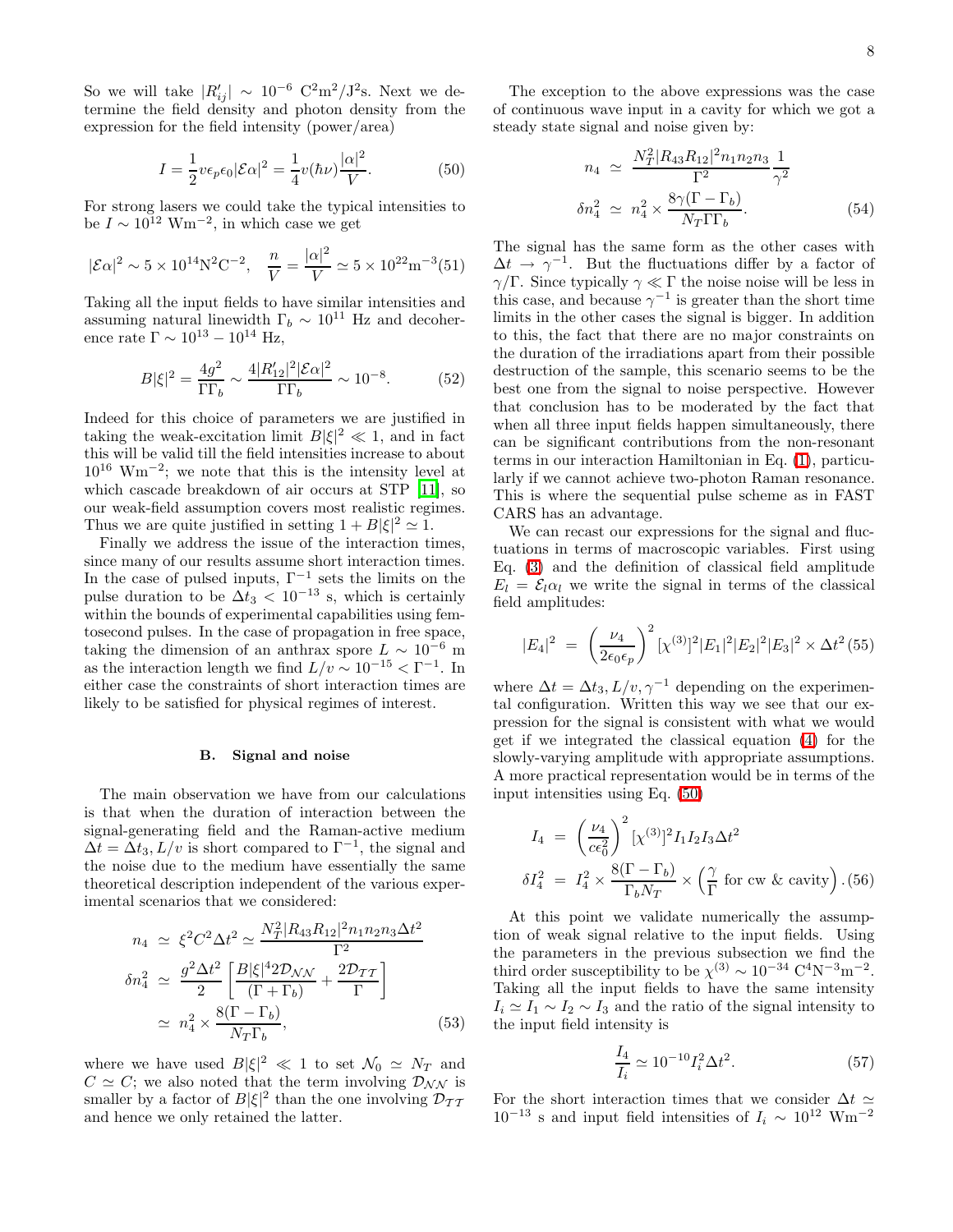So we will take $|R'_{ij}| \sim 10^{-6}$ C$^2$m$^2$/J$^2$s. Next we determine the field density and photon density from the expression for the field intensity (power/area)

$$I = \frac{1}{2} v\epsilon_p \epsilon_0 |\mathcal{E}\alpha|^2 = \frac{1}{4} v(\hbar\nu)\frac{|\alpha|^2}{V}. \tag{50}$$

For strong lasers we could take the typical intensities to be $I \sim 10^{12}$ Wm$^{-2}$, in which case we get

$$|\mathcal{E}\alpha|^2 \sim 5\times 10^{14}\text{N}^2\text{C}^{-2}, \quad \frac{n}{V} = \frac{|\alpha|^2}{V} \simeq 5\times 10^{22}\text{m}^{-3} \tag{51}$$

Taking all the input fields to have similar intensities and assuming natural linewidth $\Gamma_b \sim 10^{11}$ Hz and decoherence rate $\Gamma \sim 10^{13} - 10^{14}$ Hz,

$$B|\xi|^2 = \frac{4g^2}{\Gamma\Gamma_b} \sim \frac{4|R'_{12}|^2|\mathcal{E}\alpha|^2}{\Gamma\Gamma_b} \sim 10^{-8}. \tag{52}$$

Indeed for this choice of parameters we are justified in taking the weak-excitation limit $B|\xi|^2 \ll 1$, and in fact this will be valid till the field intensities increase to about $10^{16}$ Wm$^{-2}$; we note that this is the intensity level at which cascade breakdown of air occurs at STP [11], so our weak-field assumption covers most realistic regimes. Thus we are quite justified in setting $1 + B|\xi|^2 \simeq 1$.

Finally we address the issue of the interaction times, since many of our results assume short interaction times. In the case of pulsed inputs, $\Gamma^{-1}$ sets the limits on the pulse duration to be $\Delta t_3 < 10^{-13}$ s, which is certainly within the bounds of experimental capabilities using femtosecond pulses. In the case of propagation in free space, taking the dimension of an anthrax spore $L \sim 10^{-6}$ m as the interaction length we find $L/v \sim 10^{-15} < \Gamma^{-1}$. In either case the constraints of short interaction times are likely to be satisfied for physical regimes of interest.

### B. Signal and noise

The main observation we have from our calculations is that when the duration of interaction between the signal-generating field and the Raman-active medium $\Delta t = \Delta t_3, L/v$ is short compared to $\Gamma^{-1}$, the signal and the noise due to the medium have essentially the same theoretical description independent of the various experimental scenarios that we considered:

$$\begin{aligned} n_4 &\simeq \xi^2 C^2 \Delta t^2 \simeq \frac{N_T^2 |R_{43}R_{12}|^2 n_1 n_2 n_3 \Delta t^2}{\Gamma^2} \\ \delta n_4^2 &\simeq \frac{g^2\Delta t^2}{2}\left[\frac{B|\xi|^4 2\mathcal{D}_{\mathcal{N}\mathcal{N}}}{(\Gamma+\Gamma_b)} + \frac{2\mathcal{D}_{\mathcal{T}\mathcal{T}}}{\Gamma}\right] \\ &\simeq n_4^2 \times \frac{8(\Gamma-\Gamma_b)}{N_T\Gamma_b}, \end{aligned} \tag{53}$$

where we have used $B|\xi|^2 \ll 1$ to set $\mathcal{N}_0 \simeq N_T$ and $C \simeq C$; we also noted that the term involving $\mathcal{D}_{\mathcal{N}\mathcal{N}}$ is smaller by a factor of $B|\xi|^2$ than the one involving $\mathcal{D}_{\mathcal{T}\mathcal{T}}$ and hence we only retained the latter.

The exception to the above expressions was the case of continuous wave input in a cavity for which we got a steady state signal and noise given by:

$$\begin{aligned} n_4 &\simeq \frac{N_T^2 |R_{43}R_{12}|^2 n_1 n_2 n_3}{\Gamma^2}\frac{1}{\gamma^2} \\ \delta n_4^2 &\simeq n_4^2 \times \frac{8\gamma(\Gamma-\Gamma_b)}{N_T\Gamma\Gamma_b}. \end{aligned} \tag{54}$$

The signal has the same form as the other cases with $\Delta t \to \gamma^{-1}$. But the fluctuations differ by a factor of $\gamma/\Gamma$. Since typically $\gamma \ll \Gamma$ the noise noise will be less in this case, and because $\gamma^{-1}$ is greater than the short time limits in the other cases the signal is bigger. In addition to this, the fact that there are no major constraints on the duration of the irradiations apart from their possible destruction of the sample, this scenario seems to be the best one from the signal to noise perspective. However that conclusion has to be moderated by the fact that when all three input fields happen simultaneously, there can be significant contributions from the non-resonant terms in our interaction Hamiltonian in Eq. (1), particularly if we cannot achieve two-photon Raman resonance. This is where the sequential pulse scheme as in FAST CARS has an advantage.

We can recast our expressions for the signal and fluctuations in terms of macroscopic variables. First using Eq. (3) and the definition of classical field amplitude $E_l = \mathcal{E}_l\alpha_l$ we write the signal in terms of the classical field amplitudes:

$$|E_4|^2 = \left(\frac{\nu_4}{2\epsilon_0\epsilon_p}\right)^2 [\chi^{(3)}]^2 |E_1|^2|E_2|^2|E_3|^2 \times \Delta t^2 \tag{55}$$

where $\Delta t = \Delta t_3, L/v, \gamma^{-1}$ depending on the experimental configuration. Written this way we see that our expression for the signal is consistent with what we would get if we integrated the classical equation (4) for the slowly-varying amplitude with appropriate assumptions. A more practical representation would be in terms of the input intensities using Eq. (50)

$$\begin{aligned} I_4 &= \left(\frac{\nu_4}{c\epsilon_0^2}\right)^2 [\chi^{(3)}]^2 I_1 I_2 I_3 \Delta t^2 \\ \delta I_4^2 &= I_4^2 \times \frac{8(\Gamma-\Gamma_b)}{\Gamma_b N_T} \times \left(\frac{\gamma}{\Gamma} \text{ for cw \& cavity}\right). \end{aligned} \tag{56}$$

At this point we validate numerically the assumption of weak signal relative to the input fields. Using the parameters in the previous subsection we find the third order susceptibility to be $\chi^{(3)} \sim 10^{-34}$ C$^4$N$^{-3}$m$^{-2}$. Taking all the input fields to have the same intensity $I_i \simeq I_1 \sim I_2 \sim I_3$ and the ratio of the signal intensity to the input field intensity is

$$\frac{I_4}{I_i} \simeq 10^{-10} I_i^2 \Delta t^2. \tag{57}$$

For the short interaction times that we consider $\Delta t \simeq 10^{-13}$ s and input field intensities of $I_i \sim 10^{12}$ Wm$^{-2}$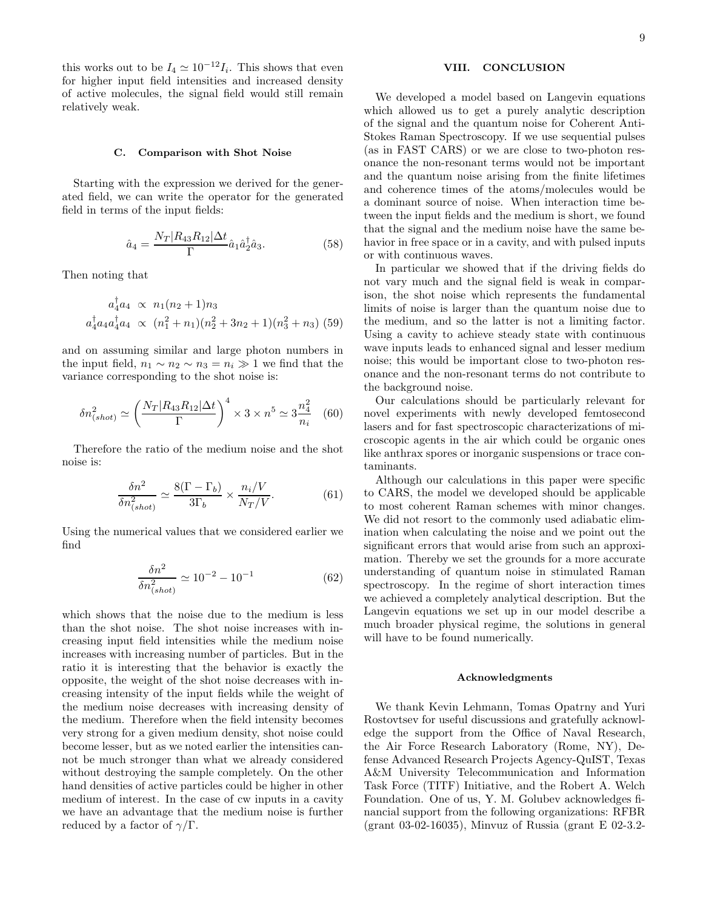this works out to be $I_4 \simeq 10^{-12} I_i$. This shows that even for higher input field intensities and increased density of active molecules, the signal field would still remain relatively weak.

### C. Comparison with Shot Noise

Starting with the expression we derived for the generated field, we can write the operator for the generated field in terms of the input fields:

$$\hat{a}_4 = \frac{N_T |R_{43} R_{12}| \Delta t}{\Gamma} \hat{a}_1 \hat{a}_2^\dagger \hat{a}_3. \quad (58)$$

Then noting that

$$\begin{aligned} a_4^\dagger a_4 &\propto n_1(n_2+1)n_3 \\ a_4^\dagger a_4 a_4^\dagger a_4 &\propto (n_1^2+n_1)(n_2^2+3n_2+1)(n_3^2+n_3) \end{aligned} \quad (59)$$

and on assuming similar and large photon numbers in the input field, $n_1 \sim n_2 \sim n_3 = n_i \gg 1$ we find that the variance corresponding to the shot noise is:

$$\delta n^2_{(shot)} \simeq \left(\frac{N_T |R_{43} R_{12}| \Delta t}{\Gamma}\right)^4 \times 3 \times n^5 \simeq 3 \frac{n_4^2}{n_i} \quad (60)$$

Therefore the ratio of the medium noise and the shot noise is:

$$\frac{\delta n^2}{\delta n^2_{(shot)}} \simeq \frac{8(\Gamma - \Gamma_b)}{3\Gamma_b} \times \frac{n_i/V}{N_T/V}. \quad (61)$$

Using the numerical values that we considered earlier we find

$$\frac{\delta n^2}{\delta n^2_{(shot)}} \simeq 10^{-2} - 10^{-1} \quad (62)$$

which shows that the noise due to the medium is less than the shot noise. The shot noise increases with increasing input field intensities while the medium noise increases with increasing number of particles. But in the ratio it is interesting that the behavior is exactly the opposite, the weight of the shot noise decreases with increasing intensity of the input fields while the weight of the medium noise decreases with increasing density of the medium. Therefore when the field intensity becomes very strong for a given medium density, shot noise could become lesser, but as we noted earlier the intensities cannot be much stronger than what we already considered without destroying the sample completely. On the other hand densities of active particles could be higher in other medium of interest. In the case of cw inputs in a cavity we have an advantage that the medium noise is further reduced by a factor of $\gamma/\Gamma$.

## VIII. CONCLUSION

We developed a model based on Langevin equations which allowed us to get a purely analytic description of the signal and the quantum noise for Coherent Anti-Stokes Raman Spectroscopy. If we use sequential pulses (as in FAST CARS) or we are close to two-photon resonance the non-resonant terms would not be important and the quantum noise arising from the finite lifetimes and coherence times of the atoms/molecules would be a dominant source of noise. When interaction time between the input fields and the medium is short, we found that the signal and the medium noise have the same behavior in free space or in a cavity, and with pulsed inputs or with continuous waves.

In particular we showed that if the driving fields do not vary much and the signal field is weak in comparison, the shot noise which represents the fundamental limits of noise is larger than the quantum noise due to the medium, and so the latter is not a limiting factor. Using a cavity to achieve steady state with continuous wave inputs leads to enhanced signal and lesser medium noise; this would be important close to two-photon resonance and the non-resonant terms do not contribute to the background noise.

Our calculations should be particularly relevant for novel experiments with newly developed femtosecond lasers and for fast spectroscopic characterizations of microscopic agents in the air which could be organic ones like anthrax spores or inorganic suspensions or trace contaminants.

Although our calculations in this paper were specific to CARS, the model we developed should be applicable to most coherent Raman schemes with minor changes. We did not resort to the commonly used adiabatic elimination when calculating the noise and we point out the significant errors that would arise from such an approximation. Thereby we set the grounds for a more accurate understanding of quantum noise in stimulated Raman spectroscopy. In the regime of short interaction times we achieved a completely analytical description. But the Langevin equations we set up in our model describe a much broader physical regime, the solutions in general will have to be found numerically.

#### Acknowledgments

We thank Kevin Lehmann, Tomas Opatrny and Yuri Rostovtsev for useful discussions and gratefully acknowledge the support from the Office of Naval Research, the Air Force Research Laboratory (Rome, NY), Defense Advanced Research Projects Agency-QuIST, Texas A&M University Telecommunication and Information Task Force (TITF) Initiative, and the Robert A. Welch Foundation. One of us, Y. M. Golubev acknowledges financial support from the following organizations: RFBR (grant 03-02-16035), Minvuz of Russia (grant E 02-3.2-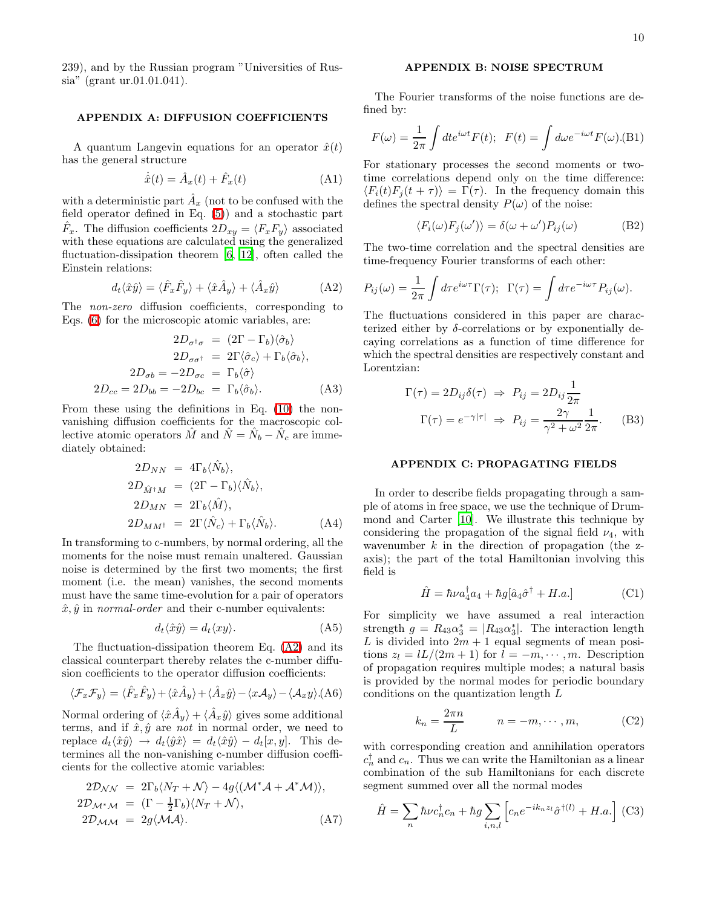239), and by the Russian program "Universities of Russia" (grant ur.01.01.041).

## APPENDIX A: DIFFUSION COEFFICIENTS

A quantum Langevin equations for an operator $\hat{x}(t)$ has the general structure

$$\dot{\hat{x}}(t) = \hat{A}_x(t) + \hat{F}_x(t) \tag{A1}$$

with a deterministic part $\hat{A}_x$ (not to be confused with the field operator defined in Eq. (5)) and a stochastic part $\hat{F}_x$. The diffusion coefficients $2D_{xy} = \langle F_x F_y \rangle$ associated with these equations are calculated using the generalized fluctuation-dissipation theorem [6, 12], often called the Einstein relations:

$$d_t\langle \hat{x}\hat{y}\rangle = \langle \hat{F}_x\hat{F}_y\rangle + \langle \hat{x}\hat{A}_y\rangle + \langle \hat{A}_x\hat{y}\rangle \tag{A2}$$

The *non-zero* diffusion coefficients, corresponding to Eqs. (6) for the microscopic atomic variables, are:

$$\begin{aligned}
2D_{\sigma^\dagger\sigma} &= (2\Gamma - \Gamma_b)\langle\hat{\sigma}_b\rangle \\
2D_{\sigma\sigma^\dagger} &= 2\Gamma\langle\hat{\sigma}_c\rangle + \Gamma_b\langle\hat{\sigma}_b\rangle, \\
2D_{\sigma b} = -2D_{\sigma c} &= \Gamma_b\langle\hat{\sigma}\rangle \\
2D_{cc} = 2D_{bb} = -2D_{bc} &= \Gamma_b\langle\hat{\sigma}_b\rangle.
\end{aligned} \tag{A3}$$

From these using the definitions in Eq. (10) the non-vanishing diffusion coefficients for the macroscopic collective atomic operators $\hat{M}$ and $\hat{N} = \hat{N}_b - \hat{N}_c$ are immediately obtained:

$$\begin{aligned}
2D_{NN} &= 4\Gamma_b\langle\hat{N}_b\rangle, \\
2D_{\hat{M}^\dagger M} &= (2\Gamma - \Gamma_b)\langle\hat{N}_b\rangle, \\
2D_{MN} &= 2\Gamma_b\langle\hat{M}\rangle, \\
2D_{MM^\dagger} &= 2\Gamma\langle\hat{N}_c\rangle + \Gamma_b\langle\hat{N}_b\rangle.
\end{aligned} \tag{A4}$$

In transforming to c-numbers, by normal ordering, all the moments for the noise must remain unaltered. Gaussian noise is determined by the first two moments; the first moment (i.e. the mean) vanishes, the second moments must have the same time-evolution for a pair of operators $\hat{x}, \hat{y}$ in *normal-order* and their c-number equivalents:

$$d_t\langle\hat{x}\hat{y}\rangle = d_t\langle xy\rangle. \tag{A5}$$

The fluctuation-dissipation theorem Eq. (A2) and its classical counterpart thereby relates the c-number diffusion coefficients to the operator diffusion coefficients:

$$\langle\mathcal{F}_x\mathcal{F}_y\rangle = \langle\hat{F}_x\hat{F}_y\rangle + \langle\hat{x}\hat{A}_y\rangle + \langle\hat{A}_x\hat{y}\rangle - \langle x\mathcal{A}_y\rangle - \langle\mathcal{A}_x y\rangle. \tag{A6}$$

Normal ordering of $\langle\hat{x}\hat{A}_y\rangle + \langle\hat{A}_x\hat{y}\rangle$ gives some additional terms, and if $\hat{x}, \hat{y}$ are *not* in normal order, we need to replace $d_t\langle\hat{x}\hat{y}\rangle \to d_t\langle\hat{y}\hat{x}\rangle = d_t\langle\hat{x}\hat{y}\rangle - d_t[x, y]$. This determines all the non-vanishing c-number diffusion coefficients for the collective atomic variables:

$$\begin{aligned}
2\mathcal{D}_{\mathcal{N}\mathcal{N}} &= 2\Gamma_b\langle N_T + \mathcal{N}\rangle - 4g\langle(\mathcal{M}^*\mathcal{A} + \mathcal{A}^*\mathcal{M})\rangle, \\
2\mathcal{D}_{\mathcal{M}^*\mathcal{M}} &= (\Gamma - \tfrac{1}{2}\Gamma_b)\langle N_T + \mathcal{N}\rangle, \\
2\mathcal{D}_{\mathcal{M}\mathcal{M}} &= 2g\langle\mathcal{M}\mathcal{A}\rangle.
\end{aligned} \tag{A7}$$

## APPENDIX B: NOISE SPECTRUM

The Fourier transforms of the noise functions are defined by:

$$F(\omega) = \frac{1}{2\pi}\int dt e^{i\omega t}F(t); \;\; F(t) = \int d\omega e^{-i\omega t}F(\omega). \tag{B1}$$

For stationary processes the second moments or two-time correlations depend only on the time difference: $\langle F_i(t)F_j(t+\tau)\rangle = \Gamma(\tau)$. In the frequency domain this defines the spectral density $P(\omega)$ of the noise:

$$\langle F_i(\omega)F_j(\omega')\rangle = \delta(\omega + \omega')P_{ij}(\omega) \tag{B2}$$

The two-time correlation and the spectral densities are time-frequency Fourier transforms of each other:

$$P_{ij}(\omega) = \frac{1}{2\pi}\int d\tau e^{i\omega\tau}\Gamma(\tau); \;\; \Gamma(\tau) = \int d\tau e^{-i\omega\tau}P_{ij}(\omega).$$

The fluctuations considered in this paper are characterized either by $\delta$-correlations or by exponentially decaying correlations as a function of time difference for which the spectral densities are respectively constant and Lorentzian:

$$\begin{aligned}
\Gamma(\tau) = 2D_{ij}\delta(\tau) \;&\Rightarrow\; P_{ij} = 2D_{ij}\frac{1}{2\pi} \\
\Gamma(\tau) = e^{-\gamma|\tau|} \;&\Rightarrow\; P_{ij} = \frac{2\gamma}{\gamma^2 + \omega^2}\frac{1}{2\pi}.
\end{aligned} \tag{B3}$$

## APPENDIX C: PROPAGATING FIELDS

In order to describe fields propagating through a sample of atoms in free space, we use the technique of Drummond and Carter [10]. We illustrate this technique by considering the propagation of the signal field $\nu_4$, with wavenumber $k$ in the direction of propagation (the z-axis); the part of the total Hamiltonian involving this field is

$$\hat{H} = \hbar\nu a_4^\dagger a_4 + \hbar g[\hat{a}_4\hat{\sigma}^\dagger + H.a.] \tag{C1}$$

For simplicity we have assumed a real interaction strength $g = R_{43}\alpha_3^* = |R_{43}\alpha_3^*|$. The interaction length $L$ is divided into $2m+1$ equal segments of mean positions $z_l = lL/(2m+1)$ for $l = -m, \cdots, m$. Description of propagation requires multiple modes; a natural basis is provided by the normal modes for periodic boundary conditions on the quantization length $L$

$$k_n = \frac{2\pi n}{L} \qquad n = -m, \cdots, m, \tag{C2}$$

with corresponding creation and annihilation operators $c_n^\dagger$ and $c_n$. Thus we can write the Hamiltonian as a linear combination of the sub Hamiltonians for each discrete segment summed over all the normal modes

$$\hat{H} = \sum_n \hbar\nu c_n^\dagger c_n + \hbar g\sum_{i,n,l}\left[c_n e^{-ik_n z_l}\hat{\sigma}^{\dagger(l)} + H.a.\right] \tag{C3}$$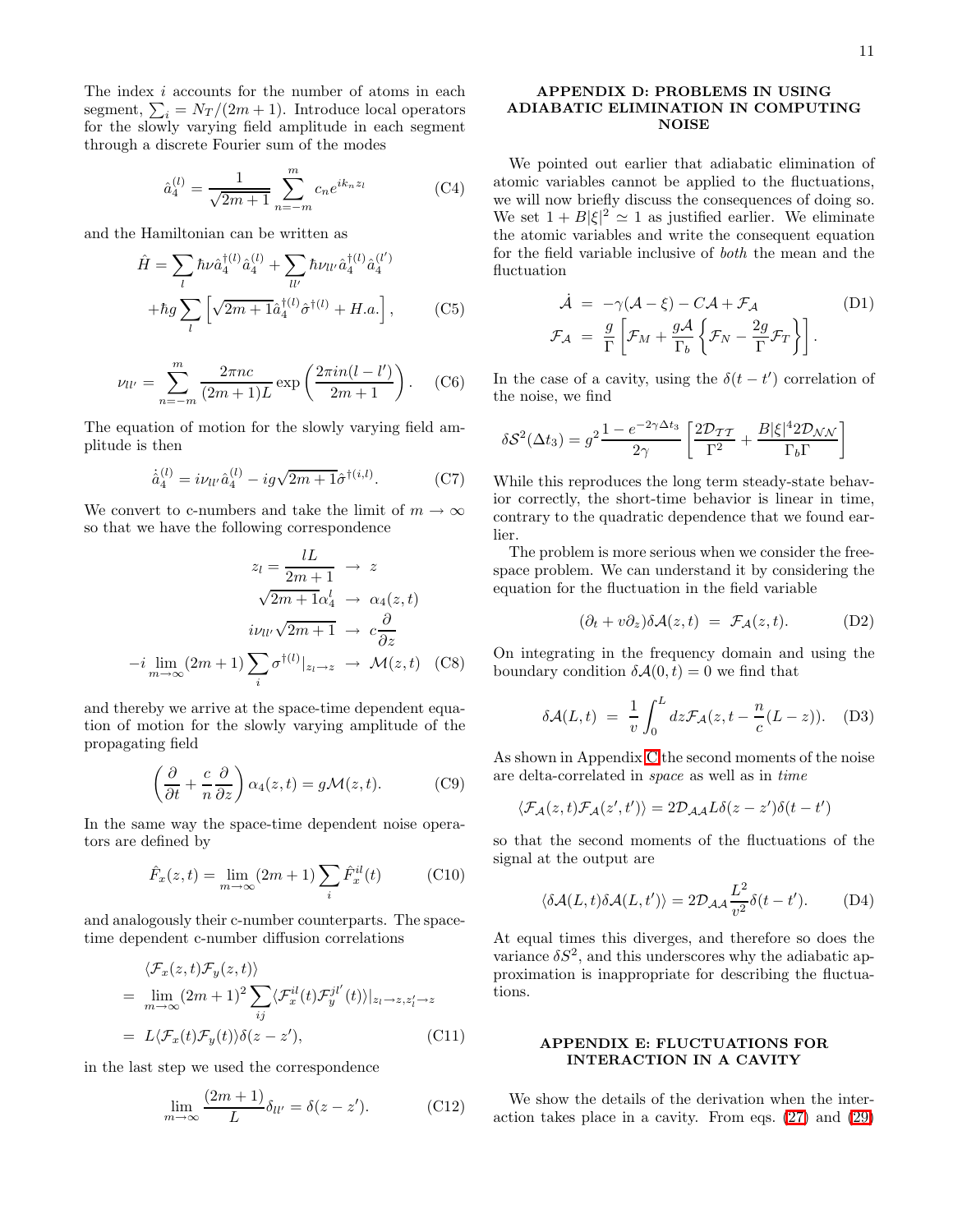The index $i$ accounts for the number of atoms in each segment, $\sum_i = N_T/(2m+1)$. Introduce local operators for the slowly varying field amplitude in each segment through a discrete Fourier sum of the modes

$$\hat{a}_4^{(l)} = \frac{1}{\sqrt{2m+1}} \sum_{n=-m}^{m} c_n e^{ik_n z_l} \tag{C4}$$

and the Hamiltonian can be written as

$$\hat{H} = \sum_l \hbar\nu \hat{a}_4^{\dagger(l)} \hat{a}_4^{(l)} + \sum_{ll'} \hbar\nu_{ll'} \hat{a}_4^{\dagger(l)} \hat{a}_4^{(l')} + \hbar g \sum_l \left[ \sqrt{2m+1} \hat{a}_4^{\dagger(l)} \hat{\sigma}^{\dagger(l)} + H.a. \right], \tag{C5}$$

$$\nu_{ll'} = \sum_{n=-m}^{m} \frac{2\pi nc}{(2m+1)L} \exp\left( \frac{2\pi in(l-l')}{2m+1} \right). \tag{C6}$$

The equation of motion for the slowly varying field amplitude is then

$$\dot{\hat{a}}_4^{(l)} = i\nu_{ll'} \hat{a}_4^{(l)} - ig\sqrt{2m+1} \hat{\sigma}^{\dagger(i,l)}. \tag{C7}$$

We convert to c-numbers and take the limit of $m \to \infty$ so that we have the following correspondence

$$\begin{aligned} z_l = \frac{lL}{2m+1} &\to z \\ \sqrt{2m+1}\alpha_4^l &\to \alpha_4(z,t) \\ i\nu_{ll'}\sqrt{2m+1} &\to c\frac{\partial}{\partial z} \\ -i \lim_{m\to\infty} (2m+1) \sum_i \sigma^{\dagger(l)}|_{z_l \to z} &\to \mathcal{M}(z,t) \end{aligned} \tag{C8}$$

and thereby we arrive at the space-time dependent equation of motion for the slowly varying amplitude of the propagating field

$$\left( \frac{\partial}{\partial t} + \frac{c}{n}\frac{\partial}{\partial z} \right) \alpha_4(z,t) = g\mathcal{M}(z,t). \tag{C9}$$

In the same way the space-time dependent noise operators are defined by

$$\hat{F}_x(z,t) = \lim_{m\to\infty} (2m+1) \sum_i \hat{F}_x^{il}(t) \tag{C10}$$

and analogously their c-number counterparts. The space-time dependent c-number diffusion correlations

$$\begin{aligned} &\langle \mathcal{F}_x(z,t)\mathcal{F}_y(z,t) \rangle \\ &= \lim_{m\to\infty} (2m+1)^2 \sum_{ij} \langle \mathcal{F}_x^{il}(t) \mathcal{F}_y^{jl'}(t) \rangle|_{z_l \to z, z_l' \to z} \\ &= L\langle \mathcal{F}_x(t)\mathcal{F}_y(t) \rangle \delta(z-z'), \end{aligned} \tag{C11}$$

in the last step we used the correspondence

$$\lim_{m\to\infty} \frac{(2m+1)}{L} \delta_{ll'} = \delta(z-z'). \tag{C12}$$

## APPENDIX D: PROBLEMS IN USING ADIABATIC ELIMINATION IN COMPUTING NOISE

We pointed out earlier that adiabatic elimination of atomic variables cannot be applied to the fluctuations, we will now briefly discuss the consequences of doing so. We set $1 + B|\xi|^2 \simeq 1$ as justified earlier. We eliminate the atomic variables and write the consequent equation for the field variable inclusive of *both* the mean and the fluctuation

$$\begin{aligned} \dot{\mathcal{A}} &= -\gamma(\mathcal{A} - \xi) - C\mathcal{A} + \mathcal{F}_{\mathcal{A}} \\ \mathcal{F}_{\mathcal{A}} &= \frac{g}{\Gamma}\left[ \mathcal{F}_M + \frac{g\mathcal{A}}{\Gamma_b}\left\{ \mathcal{F}_N - \frac{2g}{\Gamma}\mathcal{F}_T \right\} \right]. \end{aligned} \tag{D1}$$

In the case of a cavity, using the $\delta(t-t')$ correlation of the noise, we find

$$\delta \mathcal{S}^2(\Delta t_3) = g^2 \frac{1 - e^{-2\gamma\Delta t_3}}{2\gamma} \left[ \frac{2\mathcal{D}_{\mathcal{TT}}}{\Gamma^2} + \frac{B|\xi|^4 2\mathcal{D}_{\mathcal{NN}}}{\Gamma_b \Gamma} \right]$$

While this reproduces the long term steady-state behavior correctly, the short-time behavior is linear in time, contrary to the quadratic dependence that we found earlier.

The problem is more serious when we consider the free-space problem. We can understand it by considering the equation for the fluctuation in the field variable

$$(\partial_t + v\partial_z)\delta\mathcal{A}(z,t) = \mathcal{F}_{\mathcal{A}}(z,t). \tag{D2}$$

On integrating in the frequency domain and using the boundary condition $\delta\mathcal{A}(0,t) = 0$ we find that

$$\delta\mathcal{A}(L,t) = \frac{1}{v}\int_0^L dz \mathcal{F}_{\mathcal{A}}(z, t - \frac{n}{c}(L-z)). \tag{D3}$$

As shown in Appendix C the second moments of the noise are delta-correlated in *space* as well as in *time*

$$\langle \mathcal{F}_{\mathcal{A}}(z,t)\mathcal{F}_{\mathcal{A}}(z',t') \rangle = 2\mathcal{D}_{\mathcal{AA}} L\delta(z-z')\delta(t-t')$$

so that the second moments of the fluctuations of the signal at the output are

$$\langle \delta\mathcal{A}(L,t)\delta\mathcal{A}(L,t') \rangle = 2\mathcal{D}_{\mathcal{AA}} \frac{L^2}{v^2} \delta(t-t'). \tag{D4}$$

At equal times this diverges, and therefore so does the variance $\delta S^2$, and this underscores why the adiabatic approximation is inappropriate for describing the fluctuations.

## APPENDIX E: FLUCTUATIONS FOR INTERACTION IN A CAVITY

We show the details of the derivation when the interaction takes place in a cavity. From eqs. (27) and (29)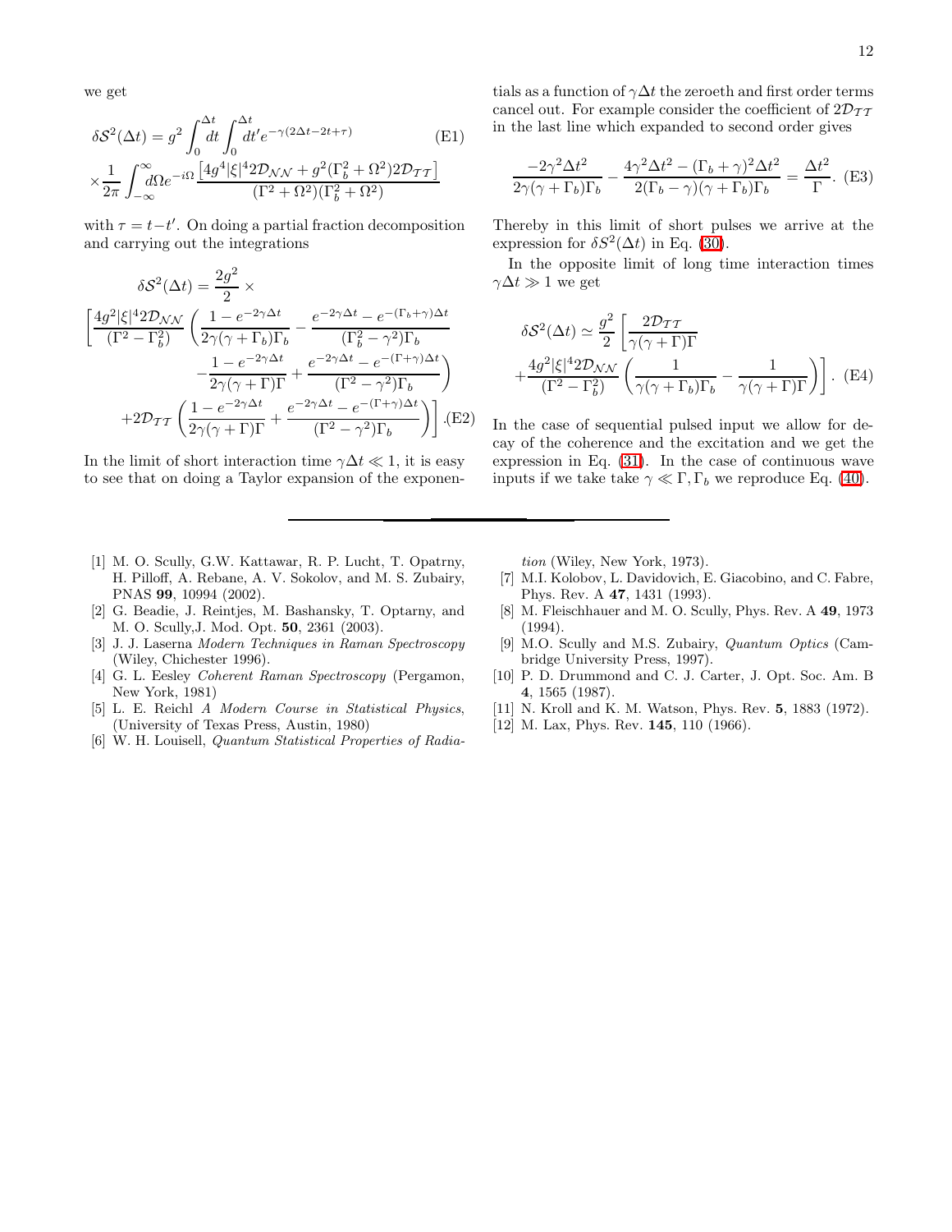we get

$$\delta\mathcal{S}^2(\Delta t) = g^2 \int_0^{\Delta t} dt \int_0^{\Delta t} dt' e^{-\gamma(2\Delta t - 2t + \tau)} \tag{E1}$$
$$\times \frac{1}{2\pi} \int_{-\infty}^{\infty} d\Omega e^{-i\Omega} \frac{\left[4g^4|\xi|^4 2\mathcal{D}_{\mathcal{N}\mathcal{N}} + g^2(\Gamma_b^2 + \Omega^2) 2\mathcal{D}_{\mathcal{T}\mathcal{T}}\right]}{(\Gamma^2 + \Omega^2)(\Gamma_b^2 + \Omega^2)}$$

with $\tau = t - t'$. On doing a partial fraction decomposition and carrying out the integrations

$$\delta\mathcal{S}^2(\Delta t) = \frac{2g^2}{2} \times$$
$$\Bigg[\frac{4g^2|\xi|^4 2\mathcal{D}_{\mathcal{N}\mathcal{N}}}{(\Gamma^2 - \Gamma_b^2)} \left(\frac{1 - e^{-2\gamma\Delta t}}{2\gamma(\gamma + \Gamma_b)\Gamma_b} - \frac{e^{-2\gamma\Delta t} - e^{-(\Gamma_b + \gamma)\Delta t}}{(\Gamma_b^2 - \gamma^2)\Gamma_b}\right.$$
$$\left. - \frac{1 - e^{-2\gamma\Delta t}}{2\gamma(\gamma + \Gamma)\Gamma} + \frac{e^{-2\gamma\Delta t} - e^{-(\Gamma + \gamma)\Delta t}}{(\Gamma^2 - \gamma^2)\Gamma_b}\right)$$
$$+ 2\mathcal{D}_{\mathcal{T}\mathcal{T}} \left(\frac{1 - e^{-2\gamma\Delta t}}{2\gamma(\gamma + \Gamma)\Gamma} + \frac{e^{-2\gamma\Delta t} - e^{-(\Gamma + \gamma)\Delta t}}{(\Gamma^2 - \gamma^2)\Gamma_b}\right)\Bigg]. \tag{E2}$$

In the limit of short interaction time $\gamma\Delta t \ll 1$, it is easy to see that on doing a Taylor expansion of the exponentials as a function of $\gamma\Delta t$ the zeroeth and first order terms cancel out. For example consider the coefficient of $2\mathcal{D}_{\mathcal{T}\mathcal{T}}$ in the last line which expanded to second order gives

$$\frac{-2\gamma^2\Delta t^2}{2\gamma(\gamma + \Gamma_b)\Gamma_b} - \frac{4\gamma^2\Delta t^2 - (\Gamma_b + \gamma)^2\Delta t^2}{2(\Gamma_b - \gamma)(\gamma + \Gamma_b)\Gamma_b} = \frac{\Delta t^2}{\Gamma}. \tag{E3}$$

Thereby in this limit of short pulses we arrive at the expression for $\delta S^2(\Delta t)$ in Eq. (30).

In the opposite limit of long time interaction times $\gamma\Delta t \gg 1$ we get

$$\delta\mathcal{S}^2(\Delta t) \simeq \frac{g^2}{2}\left[\frac{2\mathcal{D}_{\mathcal{T}\mathcal{T}}}{\gamma(\gamma + \Gamma)\Gamma} + \frac{4g^2|\xi|^4 2\mathcal{D}_{\mathcal{N}\mathcal{N}}}{(\Gamma^2 - \Gamma_b^2)}\left(\frac{1}{\gamma(\gamma + \Gamma_b)\Gamma_b} - \frac{1}{\gamma(\gamma + \Gamma)\Gamma}\right)\right]. \tag{E4}$$

In the case of sequential pulsed input we allow for decay of the coherence and the excitation and we get the expression in Eq. (31). In the case of continuous wave inputs if we take take $\gamma \ll \Gamma, \Gamma_b$ we reproduce Eq. (40).

---

[1] M. O. Scully, G.W. Kattawar, R. P. Lucht, T. Opatrny, H. Pilloff, A. Rebane, A. V. Sokolov, and M. S. Zubairy, PNAS **99**, 10994 (2002).

[2] G. Beadie, J. Reintjes, M. Bashansky, T. Optarny, and M. O. Scully,J. Mod. Opt. **50**, 2361 (2003).

[3] J. J. Laserna *Modern Techniques in Raman Spectroscopy* (Wiley, Chichester 1996).

[4] G. L. Eesley *Coherent Raman Spectroscopy* (Pergamon, New York, 1981)

[5] L. E. Reichl *A Modern Course in Statistical Physics*, (University of Texas Press, Austin, 1980)

[6] W. H. Louisell, *Quantum Statistical Properties of Radiation* (Wiley, New York, 1973).

[7] M.I. Kolobov, L. Davidovich, E. Giacobino, and C. Fabre, Phys. Rev. A **47**, 1431 (1993).

[8] M. Fleischhauer and M. O. Scully, Phys. Rev. A **49**, 1973 (1994).

[9] M.O. Scully and M.S. Zubairy, *Quantum Optics* (Cambridge University Press, 1997).

[10] P. D. Drummond and C. J. Carter, J. Opt. Soc. Am. B **4**, 1565 (1987).

[11] N. Kroll and K. M. Watson, Phys. Rev. **5**, 1883 (1972).

[12] M. Lax, Phys. Rev. **145**, 110 (1966).